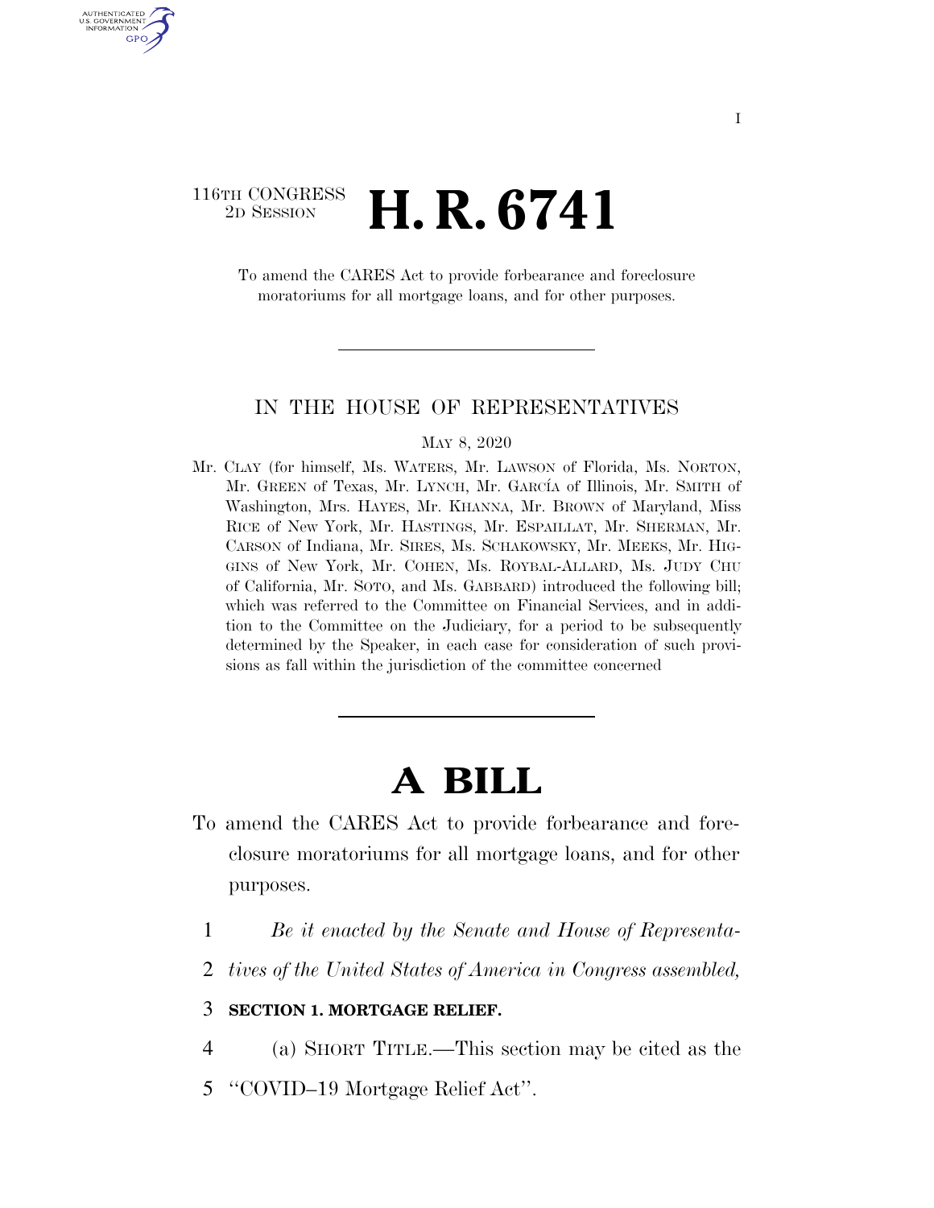116TH CONGRESS
2D SESSION

# H. R. 6741

To amend the CARES Act to provide forbearance and foreclosure moratoriums for all mortgage loans, and for other purposes.

---

IN THE HOUSE OF REPRESENTATIVES

MAY 8, 2020

Mr. CLAY (for himself, Ms. WATERS, Mr. LAWSON of Florida, Ms. NORTON, Mr. GREEN of Texas, Mr. LYNCH, Mr. GARCÍA of Illinois, Mr. SMITH of Washington, Mrs. HAYES, Mr. KHANNA, Mr. BROWN of Maryland, Miss RICE of New York, Mr. HASTINGS, Mr. ESPAILLAT, Mr. SHERMAN, Mr. CARSON of Indiana, Mr. SIRES, Ms. SCHAKOWSKY, Mr. MEEKS, Mr. HIGGINS of New York, Mr. COHEN, Ms. ROYBAL-ALLARD, Ms. JUDY CHU of California, Mr. SOTO, and Ms. GABBARD) introduced the following bill; which was referred to the Committee on Financial Services, and in addition to the Committee on the Judiciary, for a period to be subsequently determined by the Speaker, in each case for consideration of such provisions as fall within the jurisdiction of the committee concerned

---

# A BILL

To amend the CARES Act to provide forbearance and foreclosure moratoriums for all mortgage loans, and for other purposes.

1 *Be it enacted by the Senate and House of Representa-*
2 *tives of the United States of America in Congress assembled,*

3 **SECTION 1. MORTGAGE RELIEF.**

4 (a) SHORT TITLE.—This section may be cited as the
5 ''COVID–19 Mortgage Relief Act''.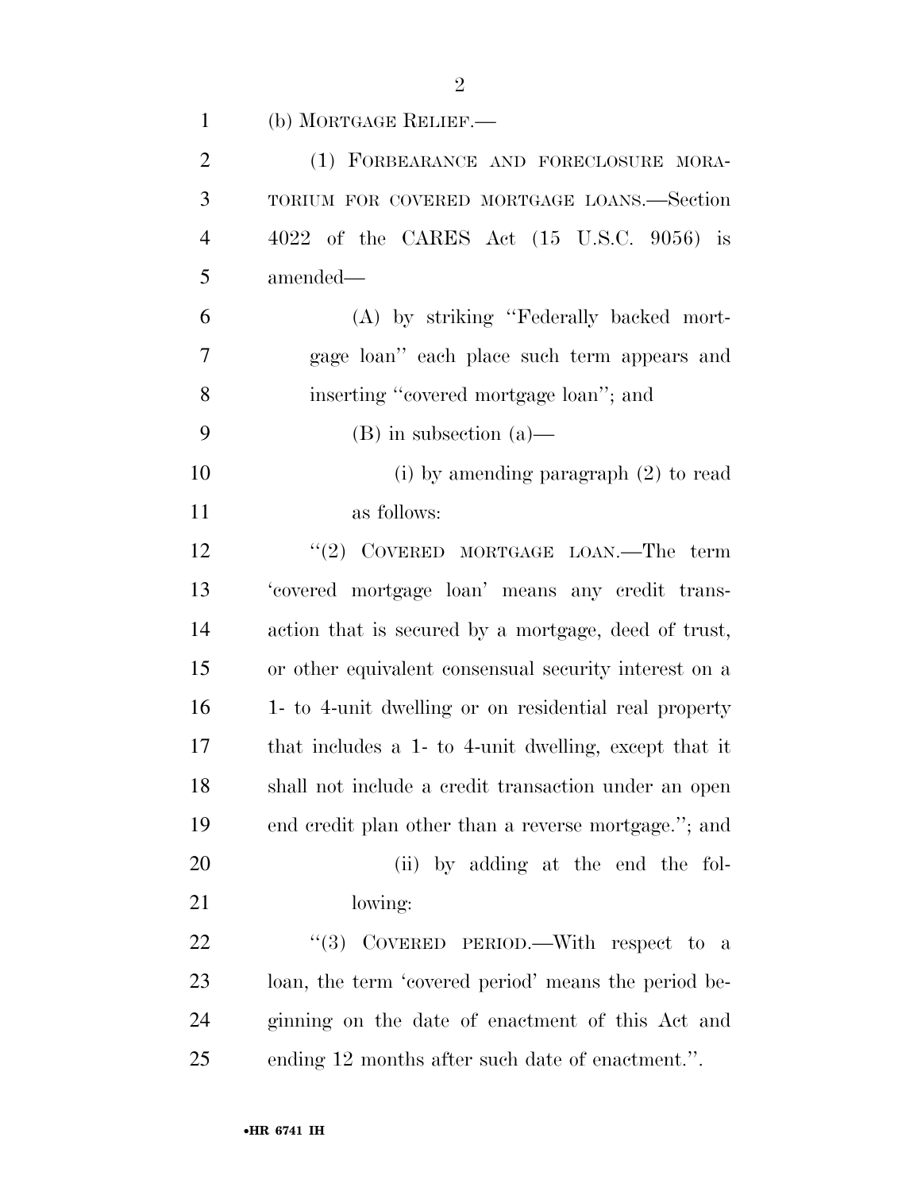(b) MORTGAGE RELIEF.—

(1) FORBEARANCE AND FORECLOSURE MORATORIUM FOR COVERED MORTGAGE LOANS.—Section 4022 of the CARES Act (15 U.S.C. 9056) is amended—

(A) by striking "Federally backed mortgage loan" each place such term appears and inserting "covered mortgage loan"; and

(B) in subsection (a)—

(i) by amending paragraph (2) to read as follows:

"(2) COVERED MORTGAGE LOAN.—The term 'covered mortgage loan' means any credit transaction that is secured by a mortgage, deed of trust, or other equivalent consensual security interest on a 1- to 4-unit dwelling or on residential real property that includes a 1- to 4-unit dwelling, except that it shall not include a credit transaction under an open end credit plan other than a reverse mortgage."; and

(ii) by adding at the end the following:

"(3) COVERED PERIOD.—With respect to a loan, the term 'covered period' means the period beginning on the date of enactment of this Act and ending 12 months after such date of enactment.".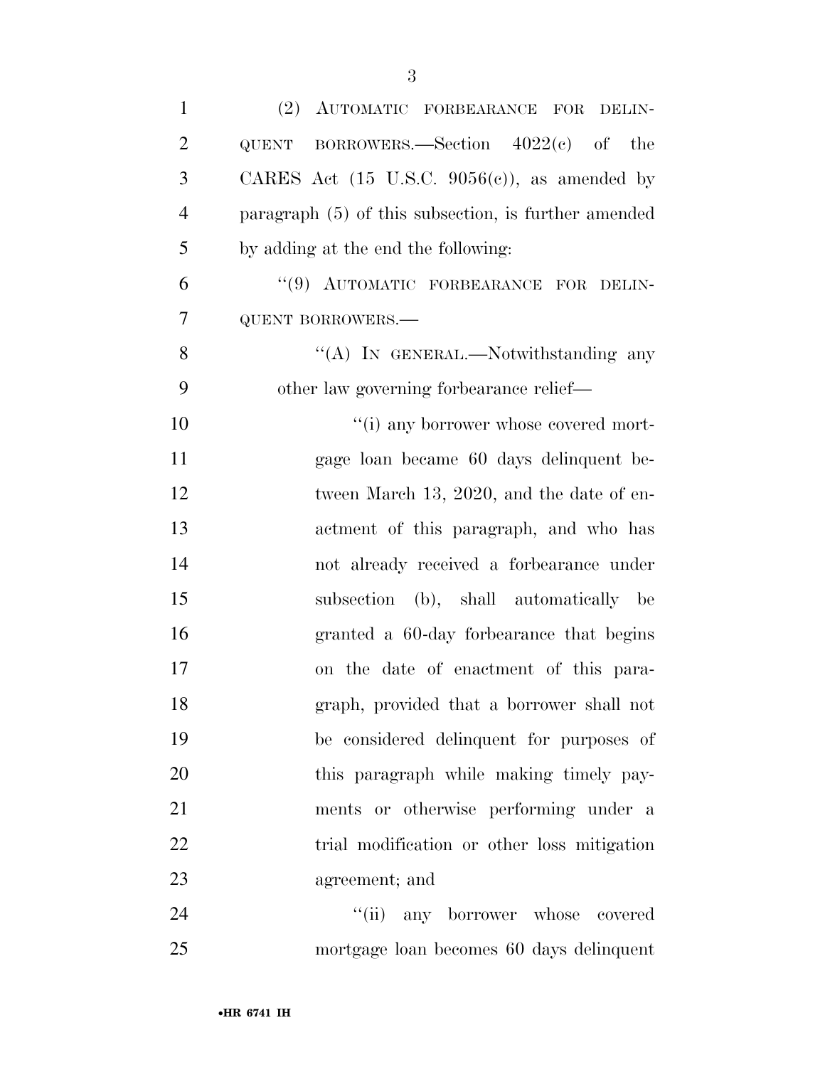(2) AUTOMATIC FORBEARANCE FOR DELINQUENT BORROWERS.—Section 4022(c) of the CARES Act (15 U.S.C. 9056(c)), as amended by paragraph (5) of this subsection, is further amended by adding at the end the following:

"(9) AUTOMATIC FORBEARANCE FOR DELINQUENT BORROWERS.—

"(A) IN GENERAL.—Notwithstanding any other law governing forbearance relief—

"(i) any borrower whose covered mortgage loan became 60 days delinquent between March 13, 2020, and the date of enactment of this paragraph, and who has not already received a forbearance under subsection (b), shall automatically be granted a 60-day forbearance that begins on the date of enactment of this paragraph, provided that a borrower shall not be considered delinquent for purposes of this paragraph while making timely payments or otherwise performing under a trial modification or other loss mitigation agreement; and

"(ii) any borrower whose covered mortgage loan becomes 60 days delinquent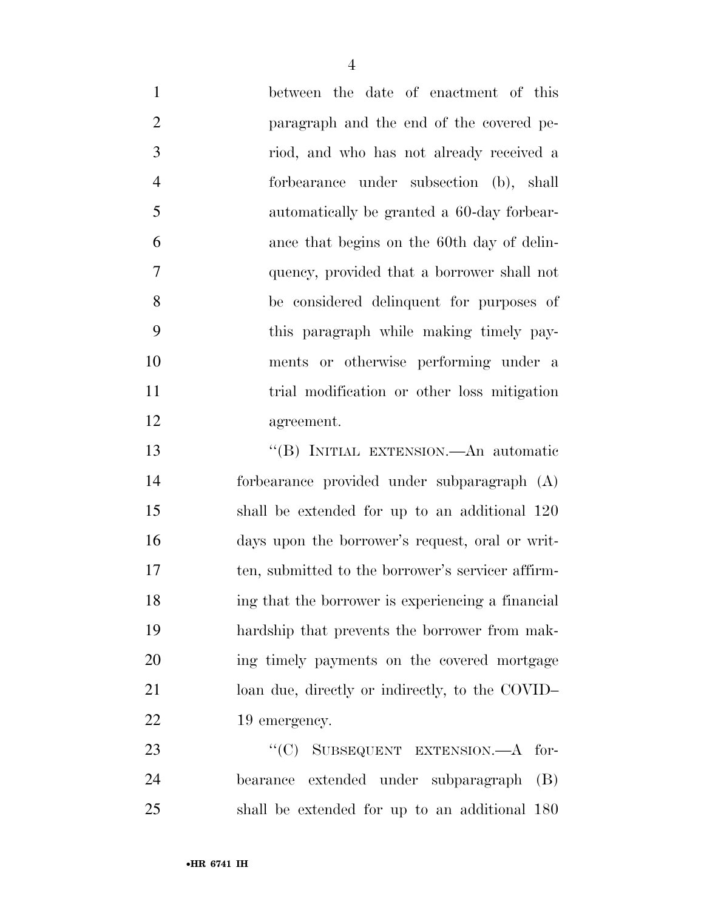between the date of enactment of this paragraph and the end of the covered period, and who has not already received a forbearance under subsection (b), shall automatically be granted a 60-day forbearance that begins on the 60th day of delinquency, provided that a borrower shall not be considered delinquent for purposes of this paragraph while making timely payments or otherwise performing under a trial modification or other loss mitigation agreement.

''(B) INITIAL EXTENSION.—An automatic forbearance provided under subparagraph (A) shall be extended for up to an additional 120 days upon the borrower's request, oral or written, submitted to the borrower's servicer affirming that the borrower is experiencing a financial hardship that prevents the borrower from making timely payments on the covered mortgage loan due, directly or indirectly, to the COVID–19 emergency.

''(C) SUBSEQUENT EXTENSION.—A forbearance extended under subparagraph (B) shall be extended for up to an additional 180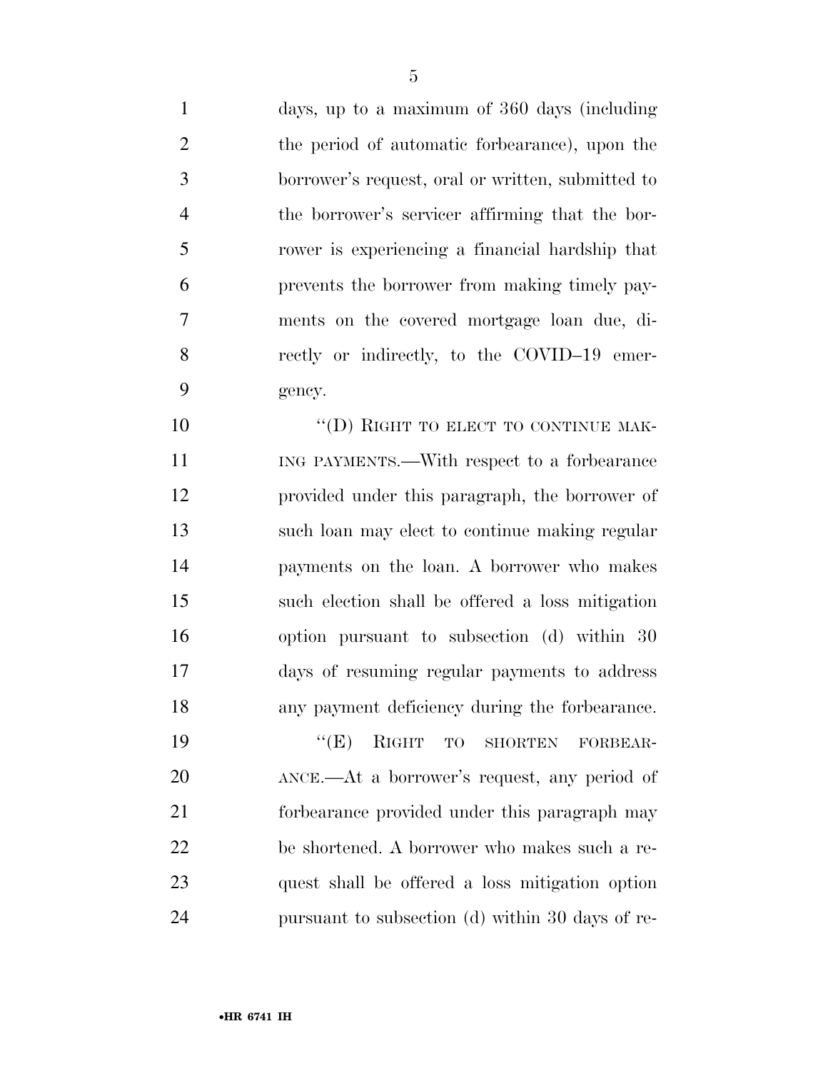days, up to a maximum of 360 days (including the period of automatic forbearance), upon the borrower's request, oral or written, submitted to the borrower's servicer affirming that the borrower is experiencing a financial hardship that prevents the borrower from making timely payments on the covered mortgage loan due, directly or indirectly, to the COVID–19 emergency.

"(D) RIGHT TO ELECT TO CONTINUE MAKING PAYMENTS.—With respect to a forbearance provided under this paragraph, the borrower of such loan may elect to continue making regular payments on the loan. A borrower who makes such election shall be offered a loss mitigation option pursuant to subsection (d) within 30 days of resuming regular payments to address any payment deficiency during the forbearance.

"(E) RIGHT TO SHORTEN FORBEARANCE.—At a borrower's request, any period of forbearance provided under this paragraph may be shortened. A borrower who makes such a request shall be offered a loss mitigation option pursuant to subsection (d) within 30 days of re-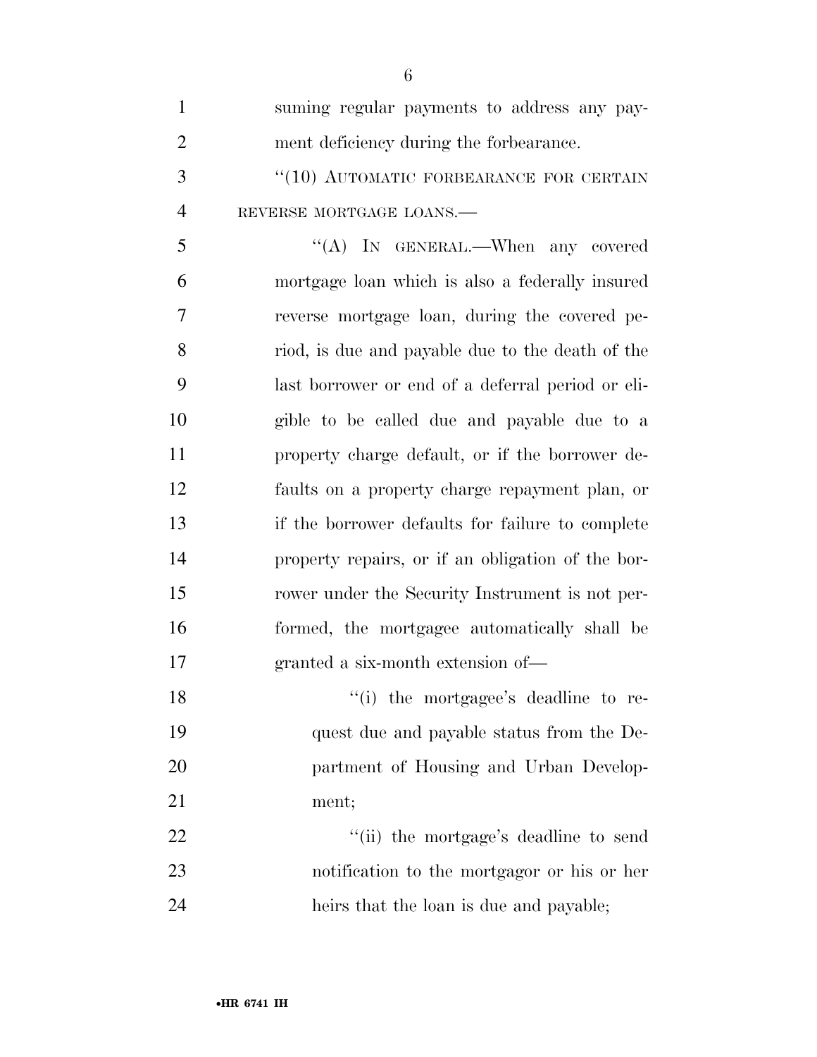suming regular payments to address any payment deficiency during the forbearance.

"(10) AUTOMATIC FORBEARANCE FOR CERTAIN REVERSE MORTGAGE LOANS.—

"(A) IN GENERAL.—When any covered mortgage loan which is also a federally insured reverse mortgage loan, during the covered period, is due and payable due to the death of the last borrower or end of a deferral period or eligible to be called due and payable due to a property charge default, or if the borrower defaults on a property charge repayment plan, or if the borrower defaults for failure to complete property repairs, or if an obligation of the borrower under the Security Instrument is not performed, the mortgagee automatically shall be granted a six-month extension of—

"(i) the mortgagee's deadline to request due and payable status from the Department of Housing and Urban Development;

"(ii) the mortgage's deadline to send notification to the mortgagor or his or her heirs that the loan is due and payable;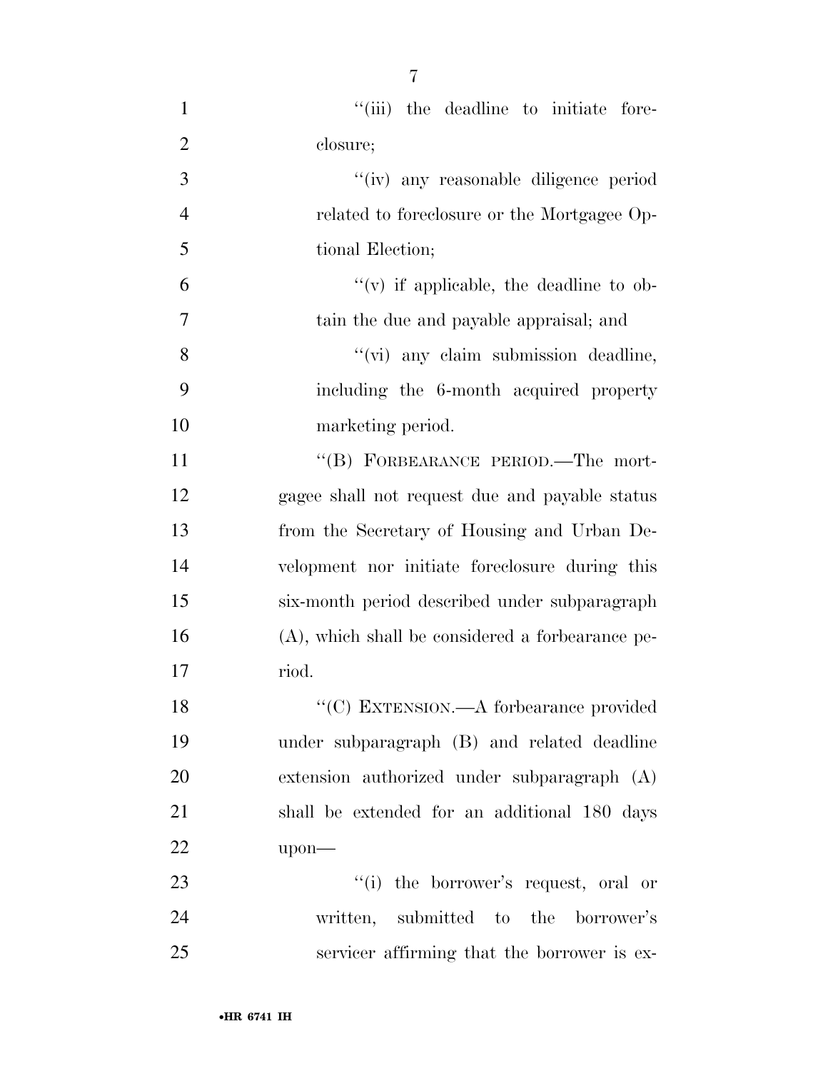"(iii) the deadline to initiate foreclosure;

"(iv) any reasonable diligence period related to foreclosure or the Mortgagee Optional Election;

"(v) if applicable, the deadline to obtain the due and payable appraisal; and

"(vi) any claim submission deadline, including the 6-month acquired property marketing period.

"(B) FORBEARANCE PERIOD.—The mortgagee shall not request due and payable status from the Secretary of Housing and Urban Development nor initiate foreclosure during this six-month period described under subparagraph (A), which shall be considered a forbearance period.

"(C) EXTENSION.—A forbearance provided under subparagraph (B) and related deadline extension authorized under subparagraph (A) shall be extended for an additional 180 days upon—

"(i) the borrower's request, oral or written, submitted to the borrower's servicer affirming that the borrower is ex-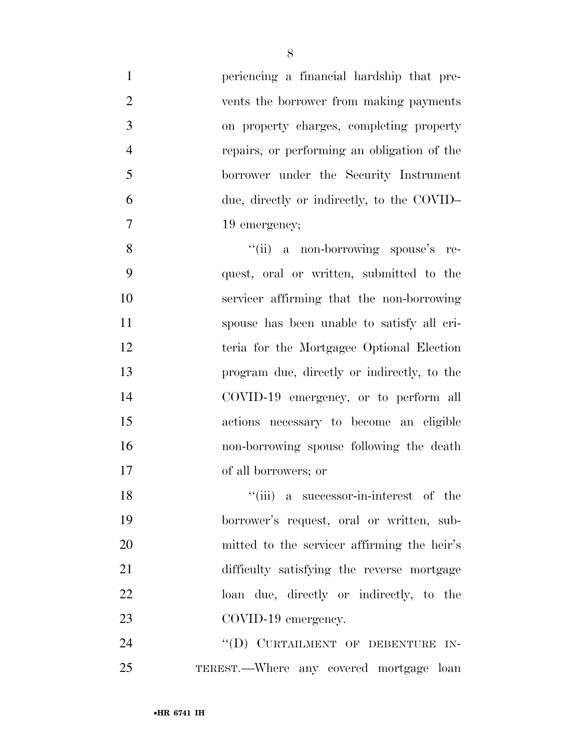periencing a financial hardship that prevents the borrower from making payments on property charges, completing property repairs, or performing an obligation of the borrower under the Security Instrument due, directly or indirectly, to the COVID–19 emergency;

"(ii) a non-borrowing spouse's request, oral or written, submitted to the servicer affirming that the non-borrowing spouse has been unable to satisfy all criteria for the Mortgagee Optional Election program due, directly or indirectly, to the COVID-19 emergency, or to perform all actions necessary to become an eligible non-borrowing spouse following the death of all borrowers; or

"(iii) a successor-in-interest of the borrower's request, oral or written, submitted to the servicer affirming the heir's difficulty satisfying the reverse mortgage loan due, directly or indirectly, to the COVID-19 emergency.

"(D) CURTAILMENT OF DEBENTURE INTEREST.—Where any covered mortgage loan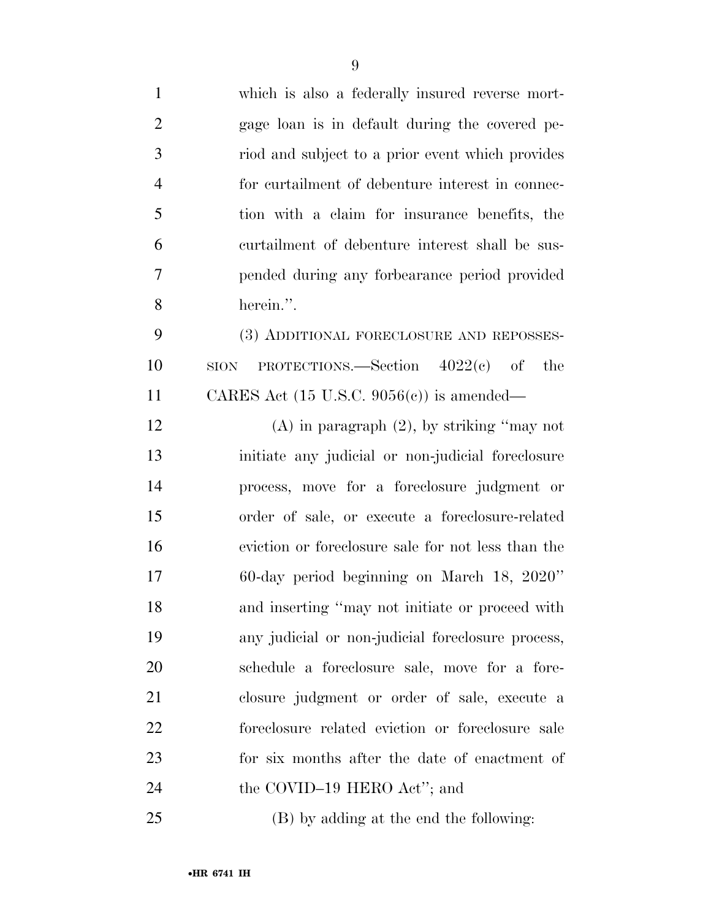which is also a federally insured reverse mortgage loan is in default during the covered period and subject to a prior event which provides for curtailment of debenture interest in connection with a claim for insurance benefits, the curtailment of debenture interest shall be suspended during any forbearance period provided herein.''.

(3) ADDITIONAL FORECLOSURE AND REPOSSESSION PROTECTIONS.—Section 4022(c) of the CARES Act (15 U.S.C. 9056(c)) is amended—

(A) in paragraph (2), by striking ''may not initiate any judicial or non-judicial foreclosure process, move for a foreclosure judgment or order of sale, or execute a foreclosure-related eviction or foreclosure sale for not less than the 60-day period beginning on March 18, 2020'' and inserting ''may not initiate or proceed with any judicial or non-judicial foreclosure process, schedule a foreclosure sale, move for a foreclosure judgment or order of sale, execute a foreclosure related eviction or foreclosure sale for six months after the date of enactment of the COVID–19 HERO Act''; and

(B) by adding at the end the following: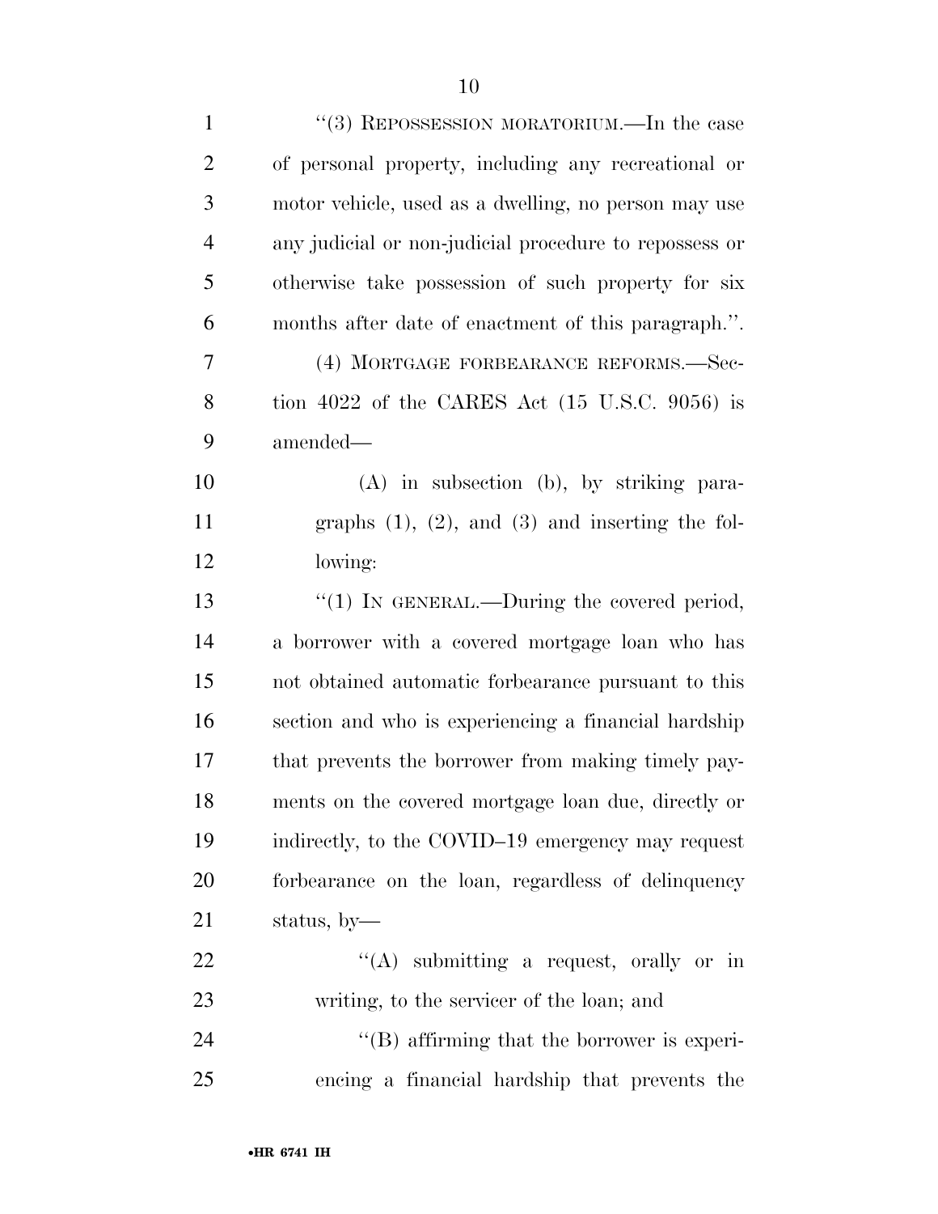''(3) REPOSSESSION MORATORIUM.—In the case of personal property, including any recreational or motor vehicle, used as a dwelling, no person may use any judicial or non-judicial procedure to repossess or otherwise take possession of such property for six months after date of enactment of this paragraph.''.

(4) MORTGAGE FORBEARANCE REFORMS.—Section 4022 of the CARES Act (15 U.S.C. 9056) is amended—

(A) in subsection (b), by striking paragraphs (1), (2), and (3) and inserting the following:

''(1) IN GENERAL.—During the covered period, a borrower with a covered mortgage loan who has not obtained automatic forbearance pursuant to this section and who is experiencing a financial hardship that prevents the borrower from making timely payments on the covered mortgage loan due, directly or indirectly, to the COVID–19 emergency may request forbearance on the loan, regardless of delinquency status, by—

''(A) submitting a request, orally or in writing, to the servicer of the loan; and

''(B) affirming that the borrower is experiencing a financial hardship that prevents the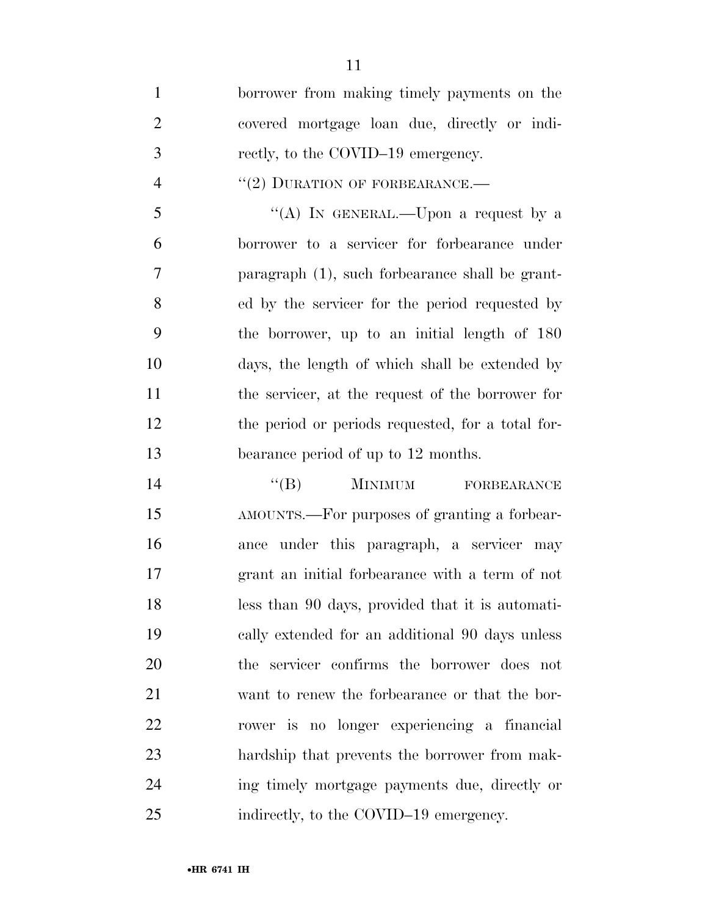borrower from making timely payments on the covered mortgage loan due, directly or indirectly, to the COVID–19 emergency.

''(2) DURATION OF FORBEARANCE.—

''(A) IN GENERAL.—Upon a request by a borrower to a servicer for forbearance under paragraph (1), such forbearance shall be granted by the servicer for the period requested by the borrower, up to an initial length of 180 days, the length of which shall be extended by the servicer, at the request of the borrower for the period or periods requested, for a total forbearance period of up to 12 months.

''(B) MINIMUM FORBEARANCE AMOUNTS.—For purposes of granting a forbearance under this paragraph, a servicer may grant an initial forbearance with a term of not less than 90 days, provided that it is automatically extended for an additional 90 days unless the servicer confirms the borrower does not want to renew the forbearance or that the borrower is no longer experiencing a financial hardship that prevents the borrower from making timely mortgage payments due, directly or indirectly, to the COVID–19 emergency.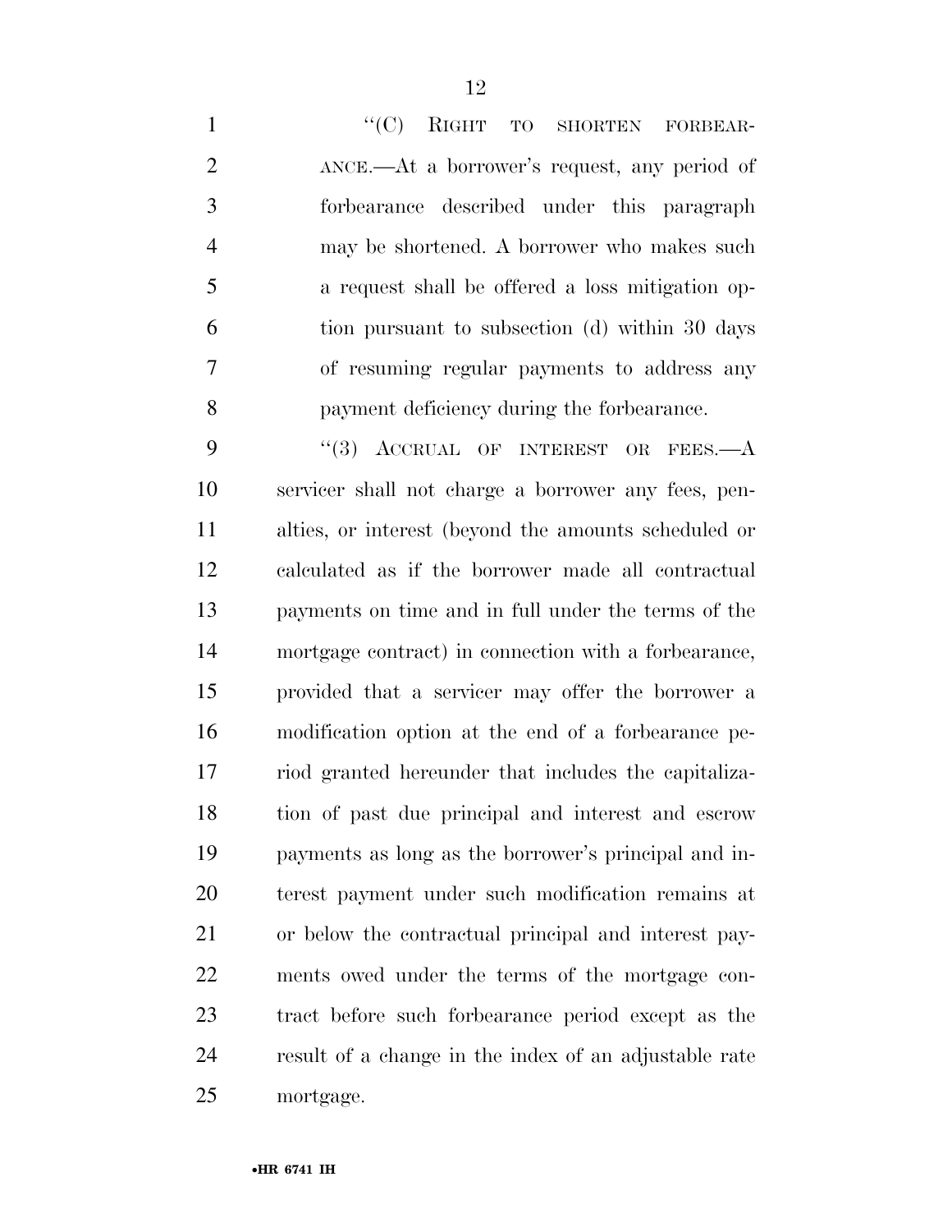"(C) RIGHT TO SHORTEN FORBEARANCE.—At a borrower's request, any period of forbearance described under this paragraph may be shortened. A borrower who makes such a request shall be offered a loss mitigation option pursuant to subsection (d) within 30 days of resuming regular payments to address any payment deficiency during the forbearance.

"(3) ACCRUAL OF INTEREST OR FEES.—A servicer shall not charge a borrower any fees, penalties, or interest (beyond the amounts scheduled or calculated as if the borrower made all contractual payments on time and in full under the terms of the mortgage contract) in connection with a forbearance, provided that a servicer may offer the borrower a modification option at the end of a forbearance period granted hereunder that includes the capitalization of past due principal and interest and escrow payments as long as the borrower's principal and interest payment under such modification remains at or below the contractual principal and interest payments owed under the terms of the mortgage contract before such forbearance period except as the result of a change in the index of an adjustable rate mortgage.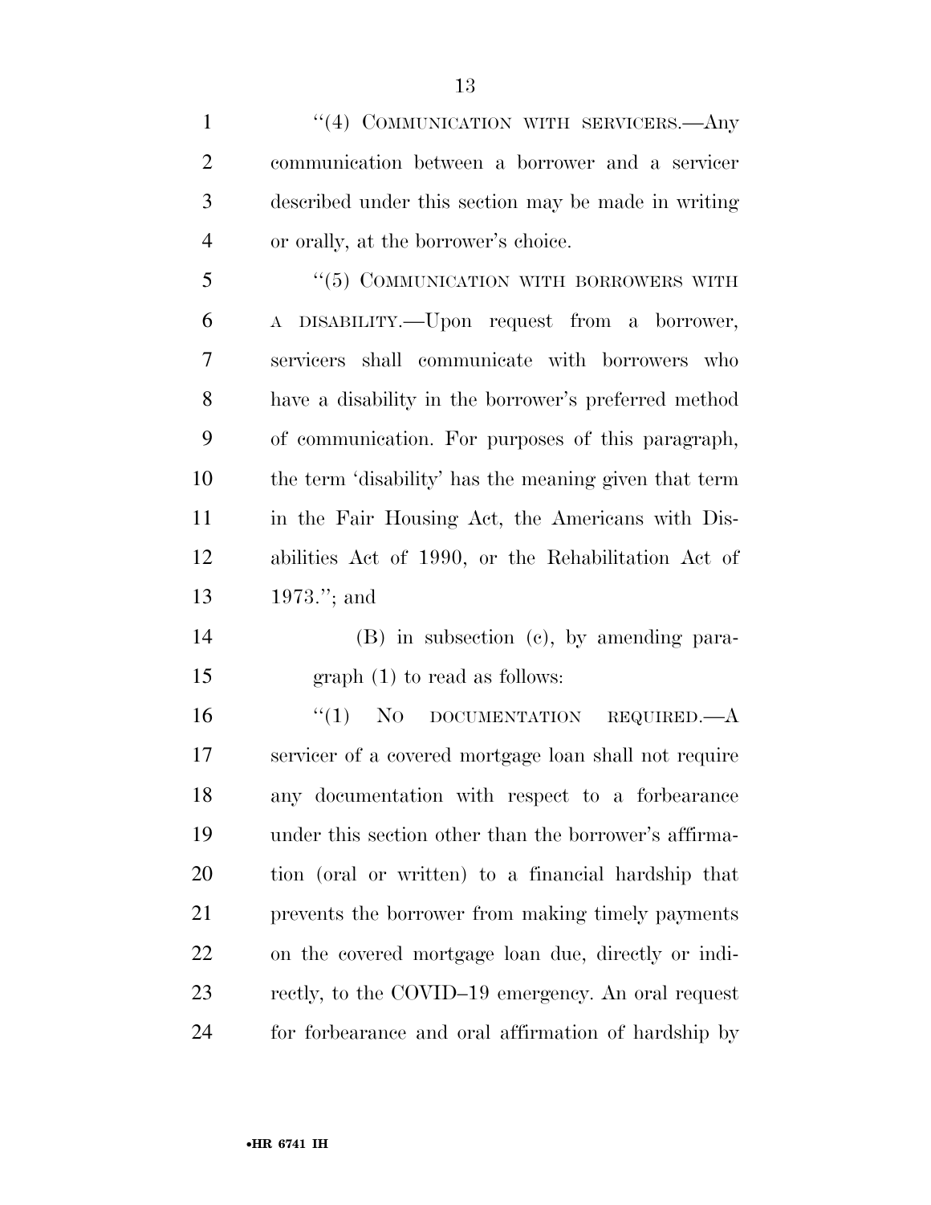"(4) COMMUNICATION WITH SERVICERS.—Any communication between a borrower and a servicer described under this section may be made in writing or orally, at the borrower's choice.

"(5) COMMUNICATION WITH BORROWERS WITH A DISABILITY.—Upon request from a borrower, servicers shall communicate with borrowers who have a disability in the borrower's preferred method of communication. For purposes of this paragraph, the term 'disability' has the meaning given that term in the Fair Housing Act, the Americans with Disabilities Act of 1990, or the Rehabilitation Act of 1973."; and

(B) in subsection (c), by amending paragraph (1) to read as follows:

"(1) NO DOCUMENTATION REQUIRED.—A servicer of a covered mortgage loan shall not require any documentation with respect to a forbearance under this section other than the borrower's affirmation (oral or written) to a financial hardship that prevents the borrower from making timely payments on the covered mortgage loan due, directly or indirectly, to the COVID–19 emergency. An oral request for forbearance and oral affirmation of hardship by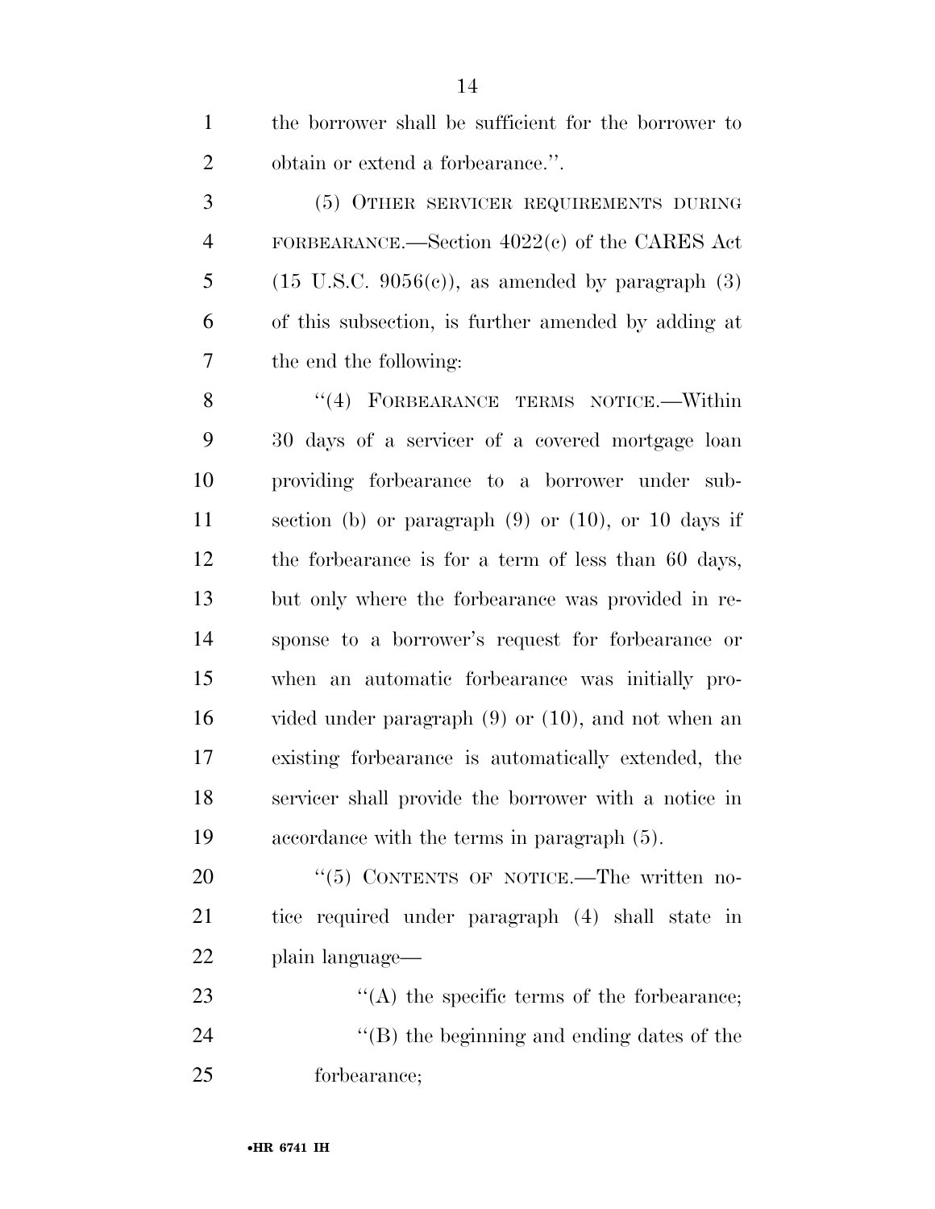the borrower shall be sufficient for the borrower to obtain or extend a forbearance.''.

(5) OTHER SERVICER REQUIREMENTS DURING FORBEARANCE.—Section 4022(c) of the CARES Act (15 U.S.C. 9056(c)), as amended by paragraph (3) of this subsection, is further amended by adding at the end the following:

''(4) FORBEARANCE TERMS NOTICE.—Within 30 days of a servicer of a covered mortgage loan providing forbearance to a borrower under subsection (b) or paragraph (9) or (10), or 10 days if the forbearance is for a term of less than 60 days, but only where the forbearance was provided in response to a borrower's request for forbearance or when an automatic forbearance was initially provided under paragraph (9) or (10), and not when an existing forbearance is automatically extended, the servicer shall provide the borrower with a notice in accordance with the terms in paragraph (5).

''(5) CONTENTS OF NOTICE.—The written notice required under paragraph (4) shall state in plain language—

''(A) the specific terms of the forbearance;

''(B) the beginning and ending dates of the forbearance;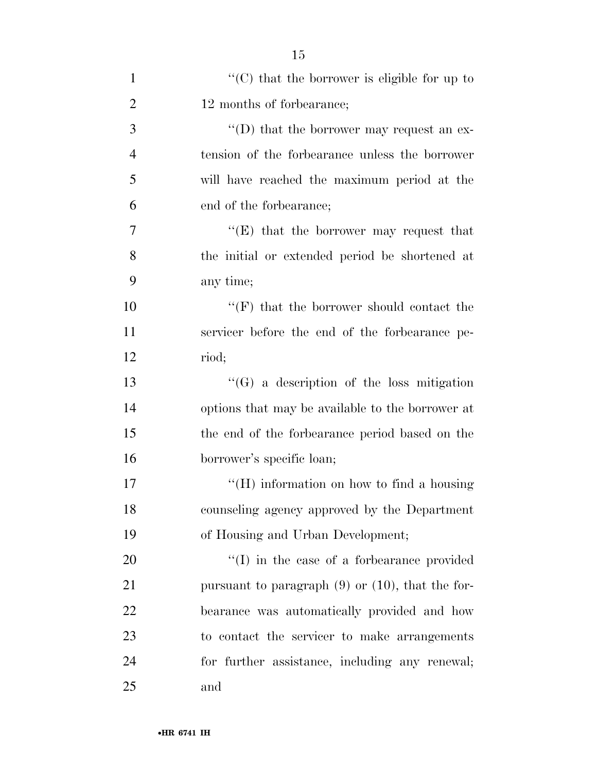''(C) that the borrower is eligible for up to 12 months of forbearance;

''(D) that the borrower may request an extension of the forbearance unless the borrower will have reached the maximum period at the end of the forbearance;

''(E) that the borrower may request that the initial or extended period be shortened at any time;

''(F) that the borrower should contact the servicer before the end of the forbearance period;

''(G) a description of the loss mitigation options that may be available to the borrower at the end of the forbearance period based on the borrower's specific loan;

''(H) information on how to find a housing counseling agency approved by the Department of Housing and Urban Development;

''(I) in the case of a forbearance provided pursuant to paragraph (9) or (10), that the forbearance was automatically provided and how to contact the servicer to make arrangements for further assistance, including any renewal; and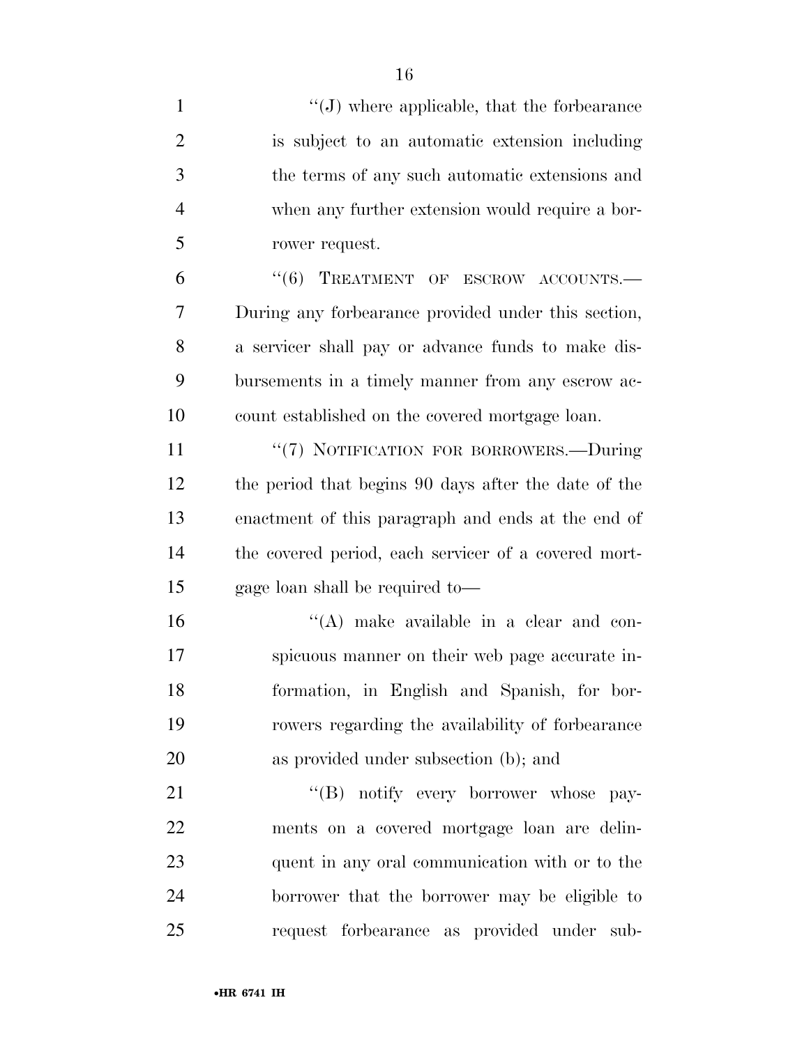"(J) where applicable, that the forbearance is subject to an automatic extension including the terms of any such automatic extensions and when any further extension would require a borrower request.

"(6) TREATMENT OF ESCROW ACCOUNTS.—During any forbearance provided under this section, a servicer shall pay or advance funds to make disbursements in a timely manner from any escrow account established on the covered mortgage loan.

"(7) NOTIFICATION FOR BORROWERS.—During the period that begins 90 days after the date of the enactment of this paragraph and ends at the end of the covered period, each servicer of a covered mortgage loan shall be required to—

"(A) make available in a clear and conspicuous manner on their web page accurate information, in English and Spanish, for borrowers regarding the availability of forbearance as provided under subsection (b); and

"(B) notify every borrower whose payments on a covered mortgage loan are delinquent in any oral communication with or to the borrower that the borrower may be eligible to request forbearance as provided under sub-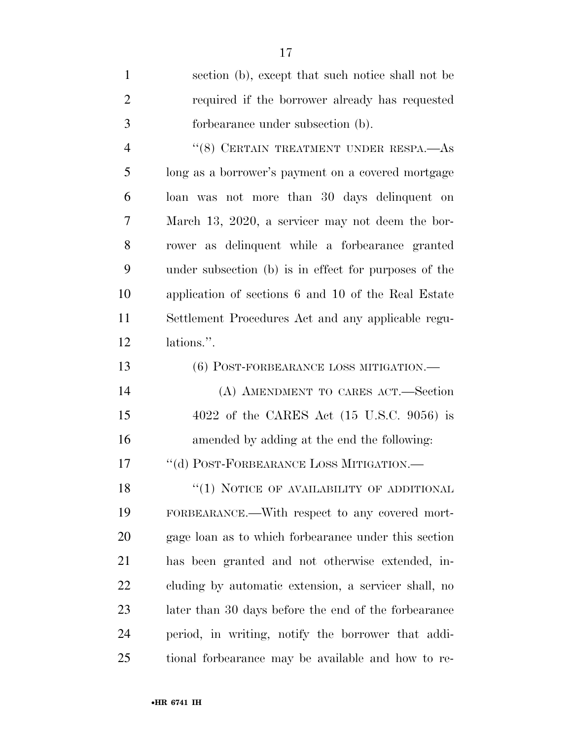section (b), except that such notice shall not be required if the borrower already has requested forbearance under subsection (b).

"(8) CERTAIN TREATMENT UNDER RESPA.—As long as a borrower's payment on a covered mortgage loan was not more than 30 days delinquent on March 13, 2020, a servicer may not deem the borrower as delinquent while a forbearance granted under subsection (b) is in effect for purposes of the application of sections 6 and 10 of the Real Estate Settlement Procedures Act and any applicable regulations.".

(6) POST-FORBEARANCE LOSS MITIGATION.—

(A) AMENDMENT TO CARES ACT.—Section 4022 of the CARES Act (15 U.S.C. 9056) is amended by adding at the end the following:

"(d) POST-FORBEARANCE LOSS MITIGATION.—

"(1) NOTICE OF AVAILABILITY OF ADDITIONAL FORBEARANCE.—With respect to any covered mortgage loan as to which forbearance under this section has been granted and not otherwise extended, including by automatic extension, a servicer shall, no later than 30 days before the end of the forbearance period, in writing, notify the borrower that additional forbearance may be available and how to re-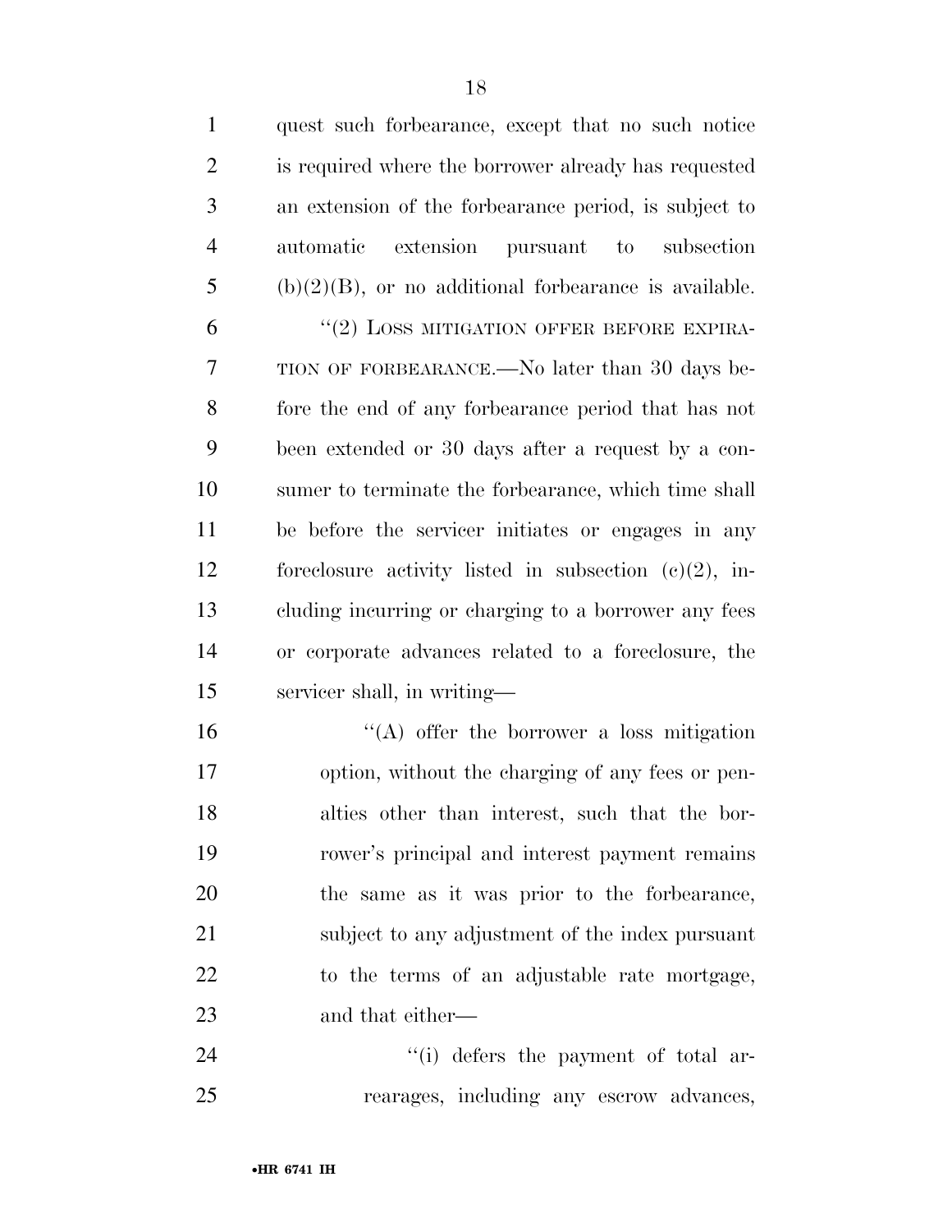quest such forbearance, except that no such notice is required where the borrower already has requested an extension of the forbearance period, is subject to automatic extension pursuant to subsection (b)(2)(B), or no additional forbearance is available.

"(2) LOSS MITIGATION OFFER BEFORE EXPIRATION OF FORBEARANCE.—No later than 30 days before the end of any forbearance period that has not been extended or 30 days after a request by a consumer to terminate the forbearance, which time shall be before the servicer initiates or engages in any foreclosure activity listed in subsection (c)(2), including incurring or charging to a borrower any fees or corporate advances related to a foreclosure, the servicer shall, in writing—

"(A) offer the borrower a loss mitigation option, without the charging of any fees or penalties other than interest, such that the borrower's principal and interest payment remains the same as it was prior to the forbearance, subject to any adjustment of the index pursuant to the terms of an adjustable rate mortgage, and that either—

"(i) defers the payment of total arrearages, including any escrow advances,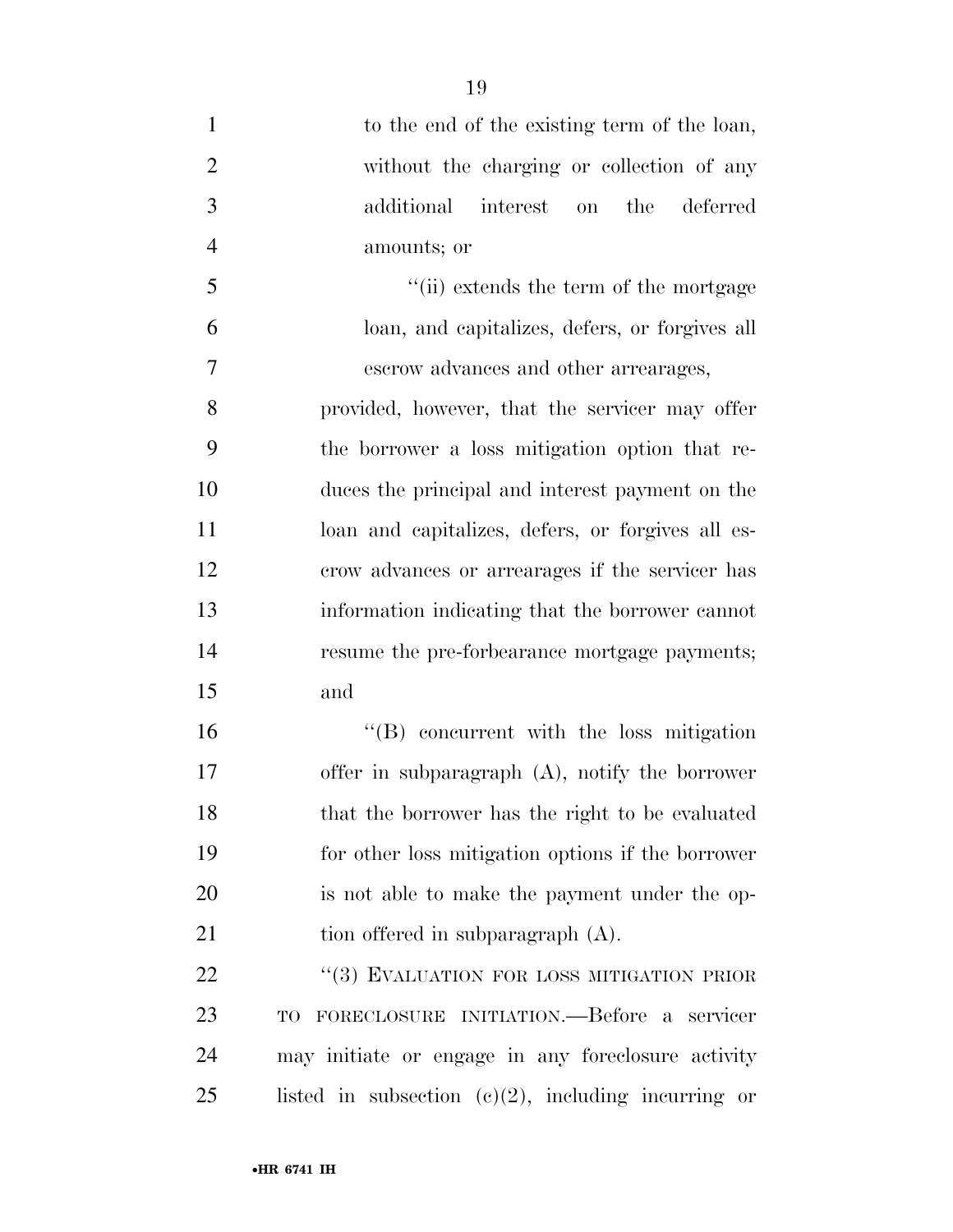to the end of the existing term of the loan, without the charging or collection of any additional interest on the deferred amounts; or

''(ii) extends the term of the mortgage loan, and capitalizes, defers, or forgives all escrow advances and other arrearages,

provided, however, that the servicer may offer the borrower a loss mitigation option that reduces the principal and interest payment on the loan and capitalizes, defers, or forgives all escrow advances or arrearages if the servicer has information indicating that the borrower cannot resume the pre-forbearance mortgage payments; and

''(B) concurrent with the loss mitigation offer in subparagraph (A), notify the borrower that the borrower has the right to be evaluated for other loss mitigation options if the borrower is not able to make the payment under the option offered in subparagraph (A).

''(3) EVALUATION FOR LOSS MITIGATION PRIOR TO FORECLOSURE INITIATION.—Before a servicer may initiate or engage in any foreclosure activity listed in subsection (c)(2), including incurring or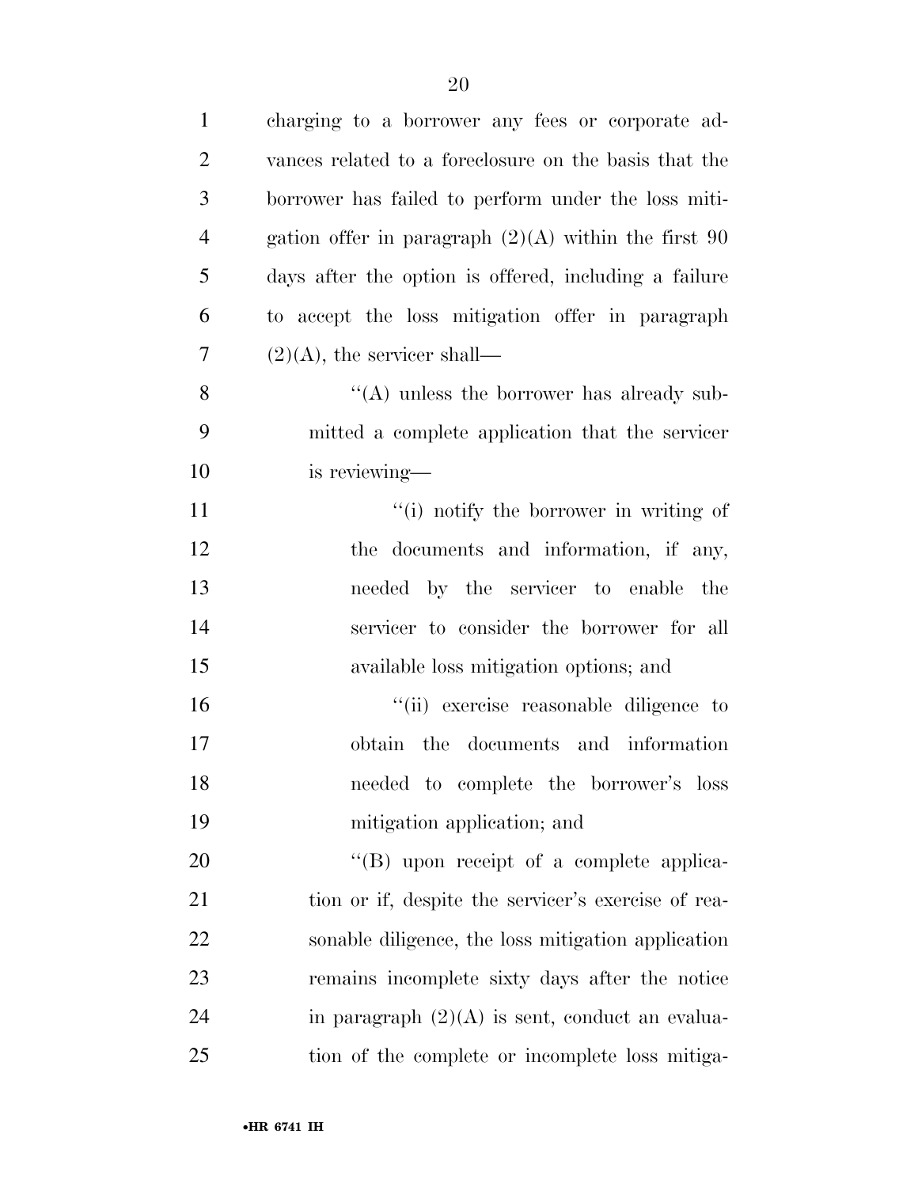charging to a borrower any fees or corporate advances related to a foreclosure on the basis that the borrower has failed to perform under the loss mitigation offer in paragraph (2)(A) within the first 90 days after the option is offered, including a failure to accept the loss mitigation offer in paragraph (2)(A), the servicer shall—

"(A) unless the borrower has already submitted a complete application that the servicer is reviewing—

"(i) notify the borrower in writing of the documents and information, if any, needed by the servicer to enable the servicer to consider the borrower for all available loss mitigation options; and

"(ii) exercise reasonable diligence to obtain the documents and information needed to complete the borrower's loss mitigation application; and

"(B) upon receipt of a complete application or if, despite the servicer's exercise of reasonable diligence, the loss mitigation application remains incomplete sixty days after the notice in paragraph (2)(A) is sent, conduct an evaluation of the complete or incomplete loss mitiga-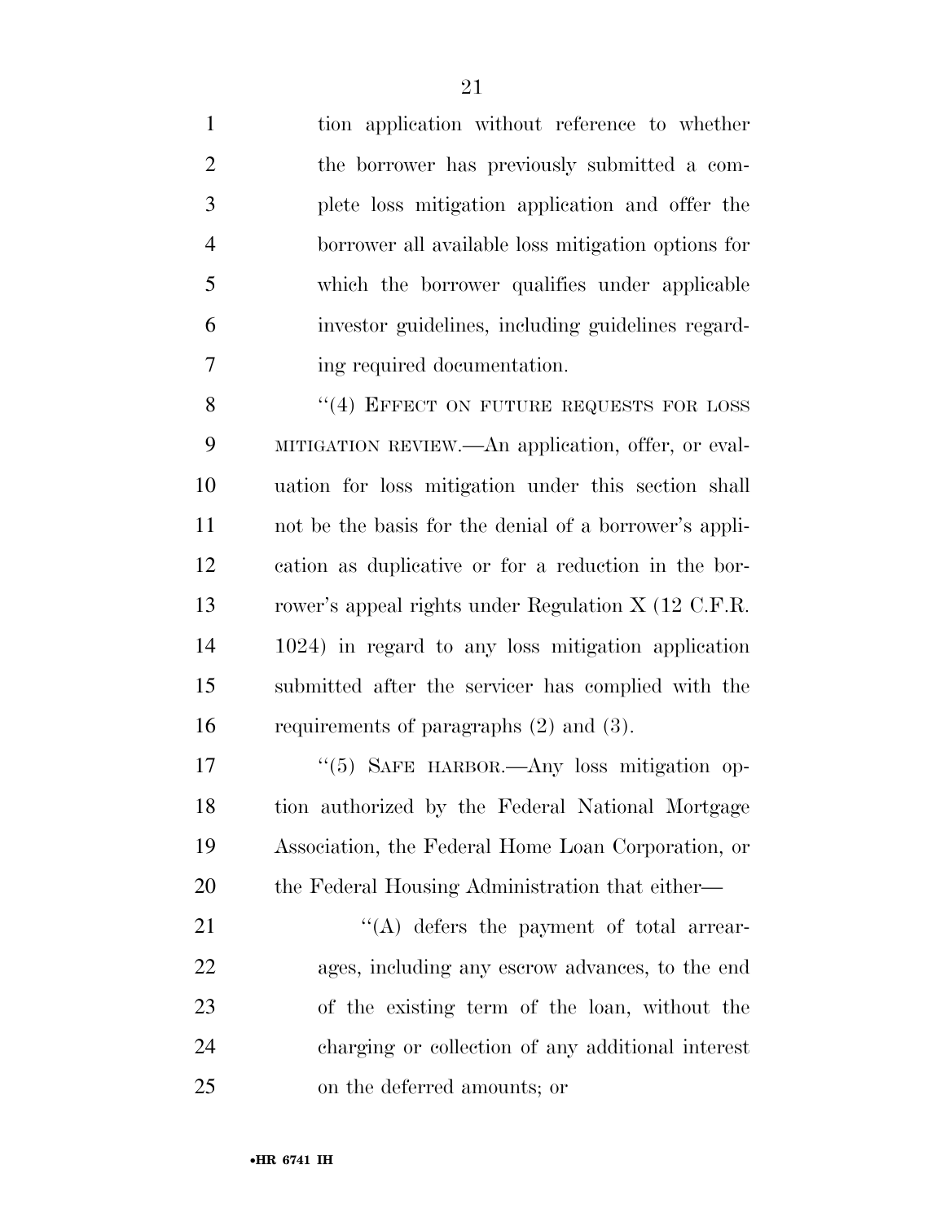tion application without reference to whether the borrower has previously submitted a complete loss mitigation application and offer the borrower all available loss mitigation options for which the borrower qualifies under applicable investor guidelines, including guidelines regarding required documentation.

"(4) EFFECT ON FUTURE REQUESTS FOR LOSS MITIGATION REVIEW.—An application, offer, or evaluation for loss mitigation under this section shall not be the basis for the denial of a borrower's application as duplicative or for a reduction in the borrower's appeal rights under Regulation X (12 C.F.R. 1024) in regard to any loss mitigation application submitted after the servicer has complied with the requirements of paragraphs (2) and (3).

"(5) SAFE HARBOR.—Any loss mitigation option authorized by the Federal National Mortgage Association, the Federal Home Loan Corporation, or the Federal Housing Administration that either—

"(A) defers the payment of total arrearages, including any escrow advances, to the end of the existing term of the loan, without the charging or collection of any additional interest on the deferred amounts; or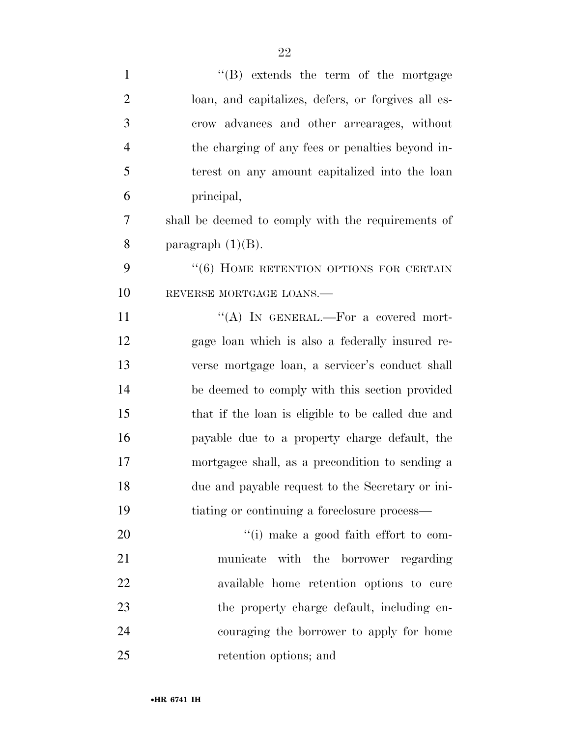''(B) extends the term of the mortgage loan, and capitalizes, defers, or forgives all escrow advances and other arrearages, without the charging of any fees or penalties beyond interest on any amount capitalized into the loan principal,

shall be deemed to comply with the requirements of paragraph (1)(B).

''(6) HOME RETENTION OPTIONS FOR CERTAIN REVERSE MORTGAGE LOANS.—

''(A) IN GENERAL.—For a covered mortgage loan which is also a federally insured reverse mortgage loan, a servicer's conduct shall be deemed to comply with this section provided that if the loan is eligible to be called due and payable due to a property charge default, the mortgagee shall, as a precondition to sending a due and payable request to the Secretary or initiating or continuing a foreclosure process—

''(i) make a good faith effort to communicate with the borrower regarding available home retention options to cure the property charge default, including encouraging the borrower to apply for home retention options; and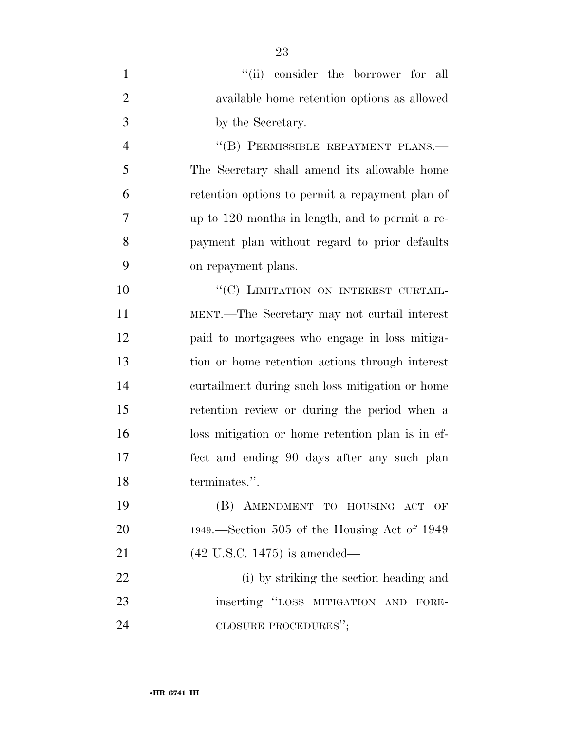''(ii) consider the borrower for all available home retention options as allowed by the Secretary.

''(B) PERMISSIBLE REPAYMENT PLANS.—The Secretary shall amend its allowable home retention options to permit a repayment plan of up to 120 months in length, and to permit a repayment plan without regard to prior defaults on repayment plans.

''(C) LIMITATION ON INTEREST CURTAILMENT.—The Secretary may not curtail interest paid to mortgagees who engage in loss mitigation or home retention actions through interest curtailment during such loss mitigation or home retention review or during the period when a loss mitigation or home retention plan is in effect and ending 90 days after any such plan terminates.''.

(B) AMENDMENT TO HOUSING ACT OF 1949.—Section 505 of the Housing Act of 1949 (42 U.S.C. 1475) is amended—

(i) by striking the section heading and inserting ''LOSS MITIGATION AND FORECLOSURE PROCEDURES'';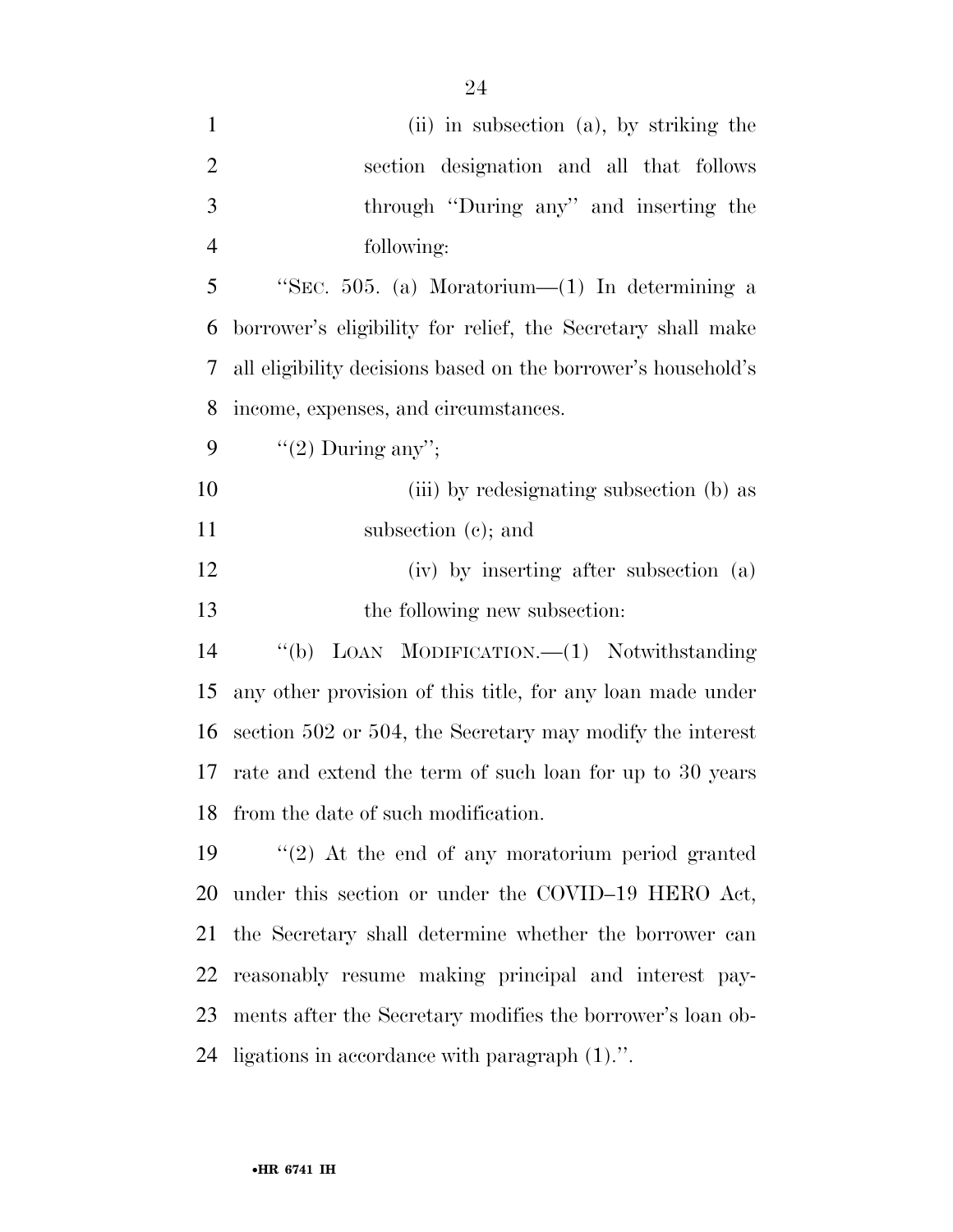(ii) in subsection (a), by striking the section designation and all that follows through "During any" and inserting the following:

"SEC. 505. (a) Moratorium—(1) In determining a borrower's eligibility for relief, the Secretary shall make all eligibility decisions based on the borrower's household's income, expenses, and circumstances.

"(2) During any";

(iii) by redesignating subsection (b) as subsection (c); and

(iv) by inserting after subsection (a) the following new subsection:

"(b) LOAN MODIFICATION.—(1) Notwithstanding any other provision of this title, for any loan made under section 502 or 504, the Secretary may modify the interest rate and extend the term of such loan for up to 30 years from the date of such modification.

"(2) At the end of any moratorium period granted under this section or under the COVID–19 HERO Act, the Secretary shall determine whether the borrower can reasonably resume making principal and interest payments after the Secretary modifies the borrower's loan obligations in accordance with paragraph (1).".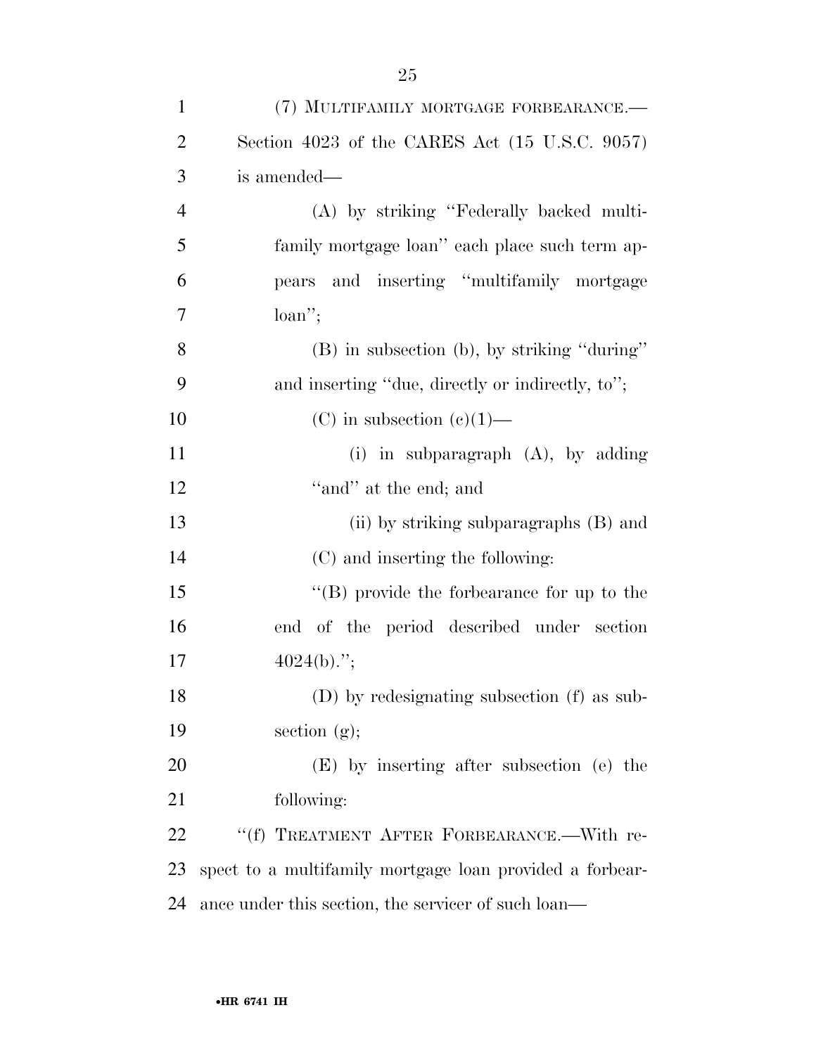(7) MULTIFAMILY MORTGAGE FORBEARANCE.—Section 4023 of the CARES Act (15 U.S.C. 9057) is amended—

(A) by striking "Federally backed multifamily mortgage loan" each place such term appears and inserting "multifamily mortgage loan";

(B) in subsection (b), by striking "during" and inserting "due, directly or indirectly, to";

(C) in subsection (c)(1)—

(i) in subparagraph (A), by adding "and" at the end; and

(ii) by striking subparagraphs (B) and (C) and inserting the following:

"(B) provide the forbearance for up to the end of the period described under section 4024(b).";

(D) by redesignating subsection (f) as subsection (g);

(E) by inserting after subsection (e) the following:

"(f) TREATMENT AFTER FORBEARANCE.—With respect to a multifamily mortgage loan provided a forbearance under this section, the servicer of such loan—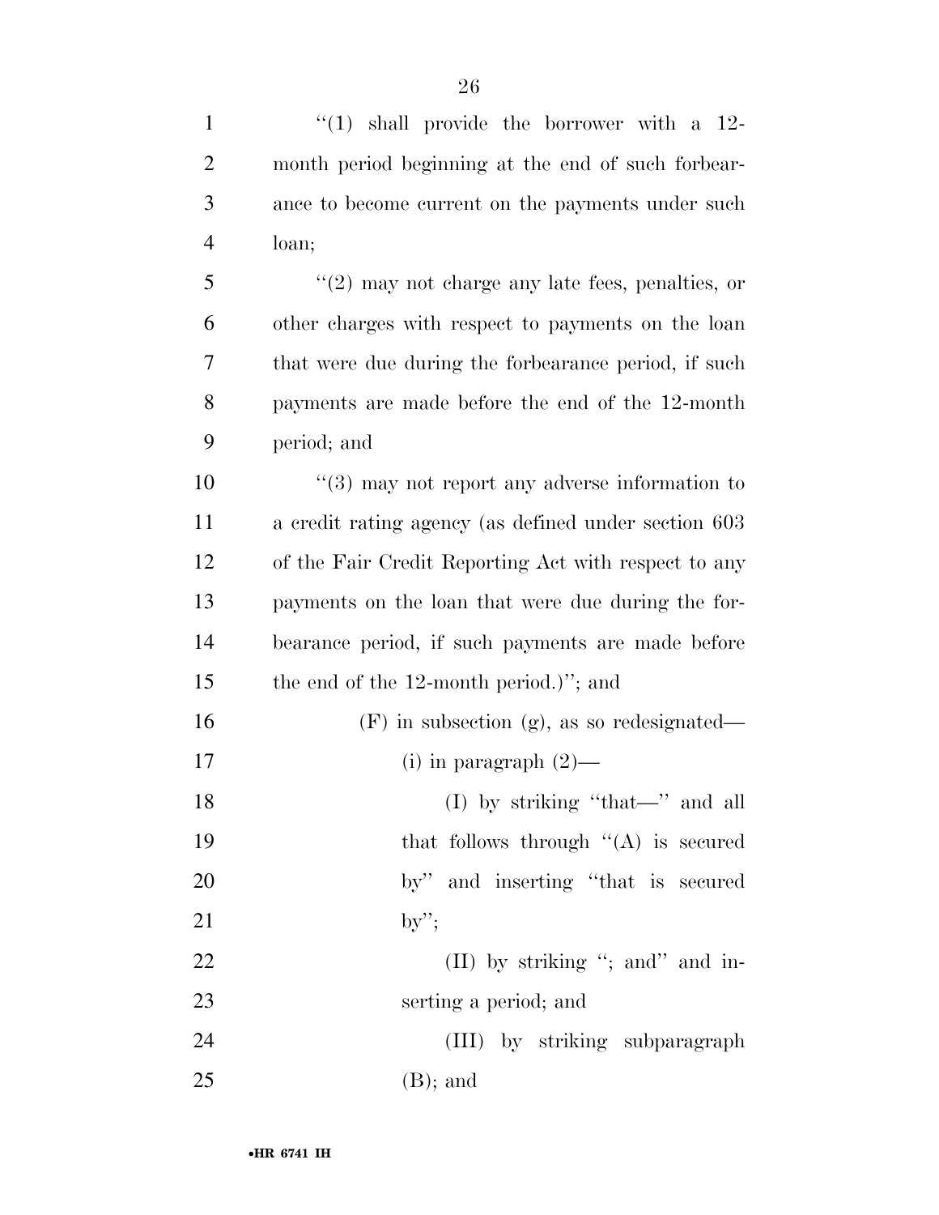"(1) shall provide the borrower with a 12-month period beginning at the end of such forbearance to become current on the payments under such loan;

"(2) may not charge any late fees, penalties, or other charges with respect to payments on the loan that were due during the forbearance period, if such payments are made before the end of the 12-month period; and

"(3) may not report any adverse information to a credit rating agency (as defined under section 603 of the Fair Credit Reporting Act with respect to any payments on the loan that were due during the forbearance period, if such payments are made before the end of the 12-month period.)"; and

(F) in subsection (g), as so redesignated—

(i) in paragraph (2)—

(I) by striking "that—" and all that follows through "(A) is secured by" and inserting "that is secured by";

(II) by striking "; and" and inserting a period; and

(III) by striking subparagraph (B); and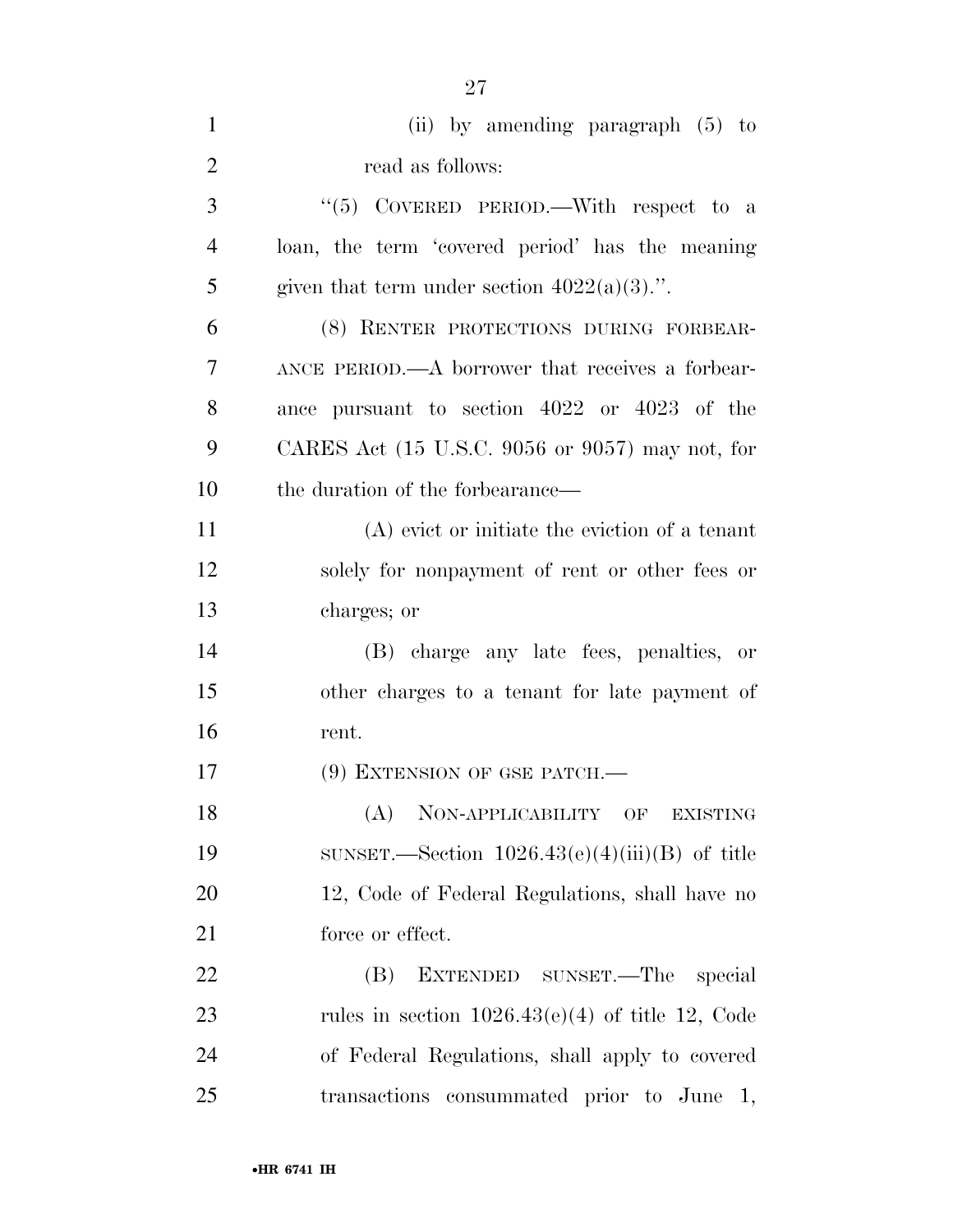(ii) by amending paragraph (5) to read as follows:

"(5) COVERED PERIOD.—With respect to a loan, the term 'covered period' has the meaning given that term under section 4022(a)(3).".

(8) RENTER PROTECTIONS DURING FORBEARANCE PERIOD.—A borrower that receives a forbearance pursuant to section 4022 or 4023 of the CARES Act (15 U.S.C. 9056 or 9057) may not, for the duration of the forbearance—

(A) evict or initiate the eviction of a tenant solely for nonpayment of rent or other fees or charges; or

(B) charge any late fees, penalties, or other charges to a tenant for late payment of rent.

(9) EXTENSION OF GSE PATCH.—

(A) NON-APPLICABILITY OF EXISTING SUNSET.—Section 1026.43(e)(4)(iii)(B) of title 12, Code of Federal Regulations, shall have no force or effect.

(B) EXTENDED SUNSET.—The special rules in section 1026.43(e)(4) of title 12, Code of Federal Regulations, shall apply to covered transactions consummated prior to June 1,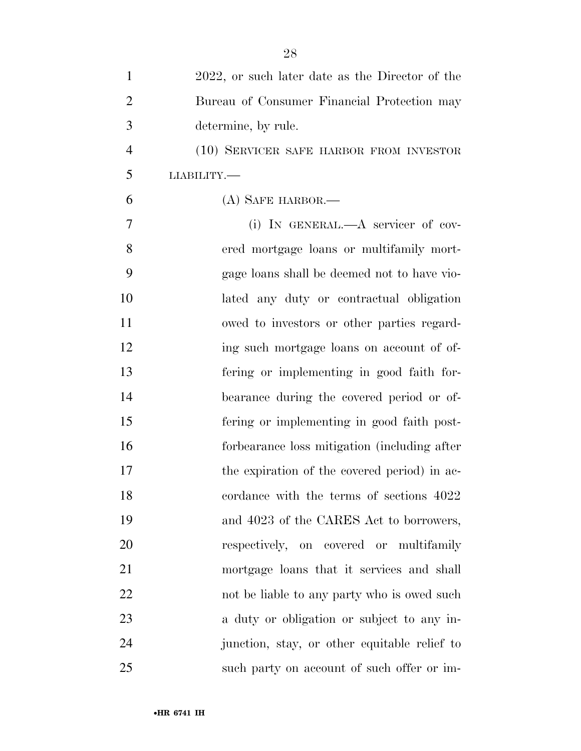2022, or such later date as the Director of the Bureau of Consumer Financial Protection may determine, by rule.

(10) SERVICER SAFE HARBOR FROM INVESTOR LIABILITY.—

(A) SAFE HARBOR.—

(i) IN GENERAL.—A servicer of covered mortgage loans or multifamily mortgage loans shall be deemed not to have violated any duty or contractual obligation owed to investors or other parties regarding such mortgage loans on account of offering or implementing in good faith forbearance during the covered period or offering or implementing in good faith post-forbearance loss mitigation (including after the expiration of the covered period) in accordance with the terms of sections 4022 and 4023 of the CARES Act to borrowers, respectively, on covered or multifamily mortgage loans that it services and shall not be liable to any party who is owed such a duty or obligation or subject to any injunction, stay, or other equitable relief to such party on account of such offer or im-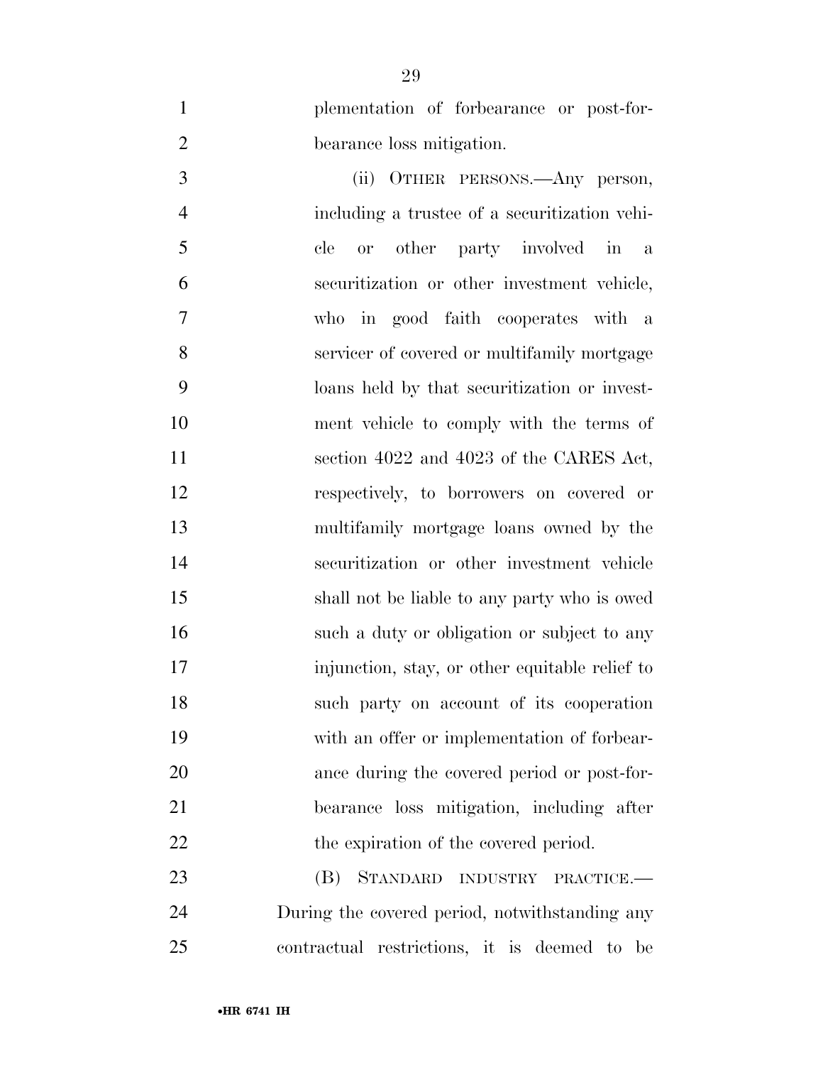plementation of forbearance or post-forbearance loss mitigation.

(ii) OTHER PERSONS.—Any person, including a trustee of a securitization vehicle or other party involved in a securitization or other investment vehicle, who in good faith cooperates with a servicer of covered or multifamily mortgage loans held by that securitization or investment vehicle to comply with the terms of section 4022 and 4023 of the CARES Act, respectively, to borrowers on covered or multifamily mortgage loans owned by the securitization or other investment vehicle shall not be liable to any party who is owed such a duty or obligation or subject to any injunction, stay, or other equitable relief to such party on account of its cooperation with an offer or implementation of forbearance during the covered period or post-forbearance loss mitigation, including after the expiration of the covered period.

(B) STANDARD INDUSTRY PRACTICE.—During the covered period, notwithstanding any contractual restrictions, it is deemed to be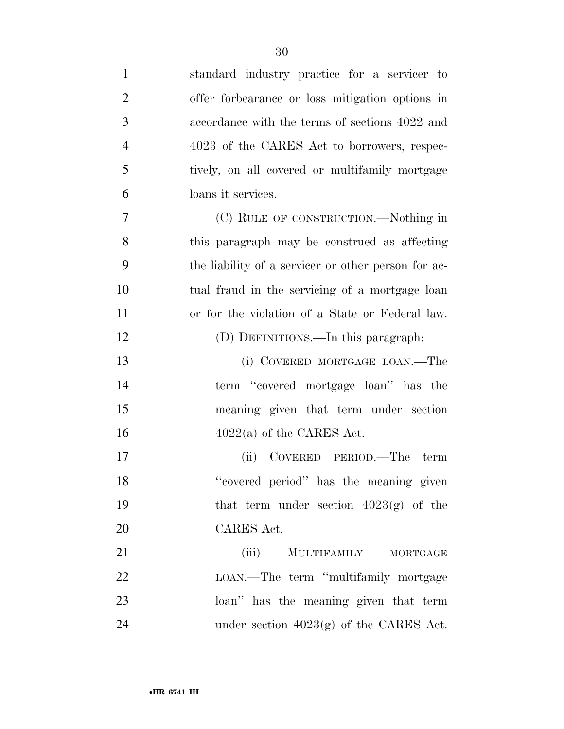standard industry practice for a servicer to offer forbearance or loss mitigation options in accordance with the terms of sections 4022 and 4023 of the CARES Act to borrowers, respectively, on all covered or multifamily mortgage loans it services.

(C) RULE OF CONSTRUCTION.—Nothing in this paragraph may be construed as affecting the liability of a servicer or other person for actual fraud in the servicing of a mortgage loan or for the violation of a State or Federal law.

(D) DEFINITIONS.—In this paragraph:

(i) COVERED MORTGAGE LOAN.—The term ''covered mortgage loan'' has the meaning given that term under section 4022(a) of the CARES Act.

(ii) COVERED PERIOD.—The term ''covered period'' has the meaning given that term under section 4023(g) of the CARES Act.

(iii) MULTIFAMILY MORTGAGE LOAN.—The term ''multifamily mortgage loan'' has the meaning given that term under section 4023(g) of the CARES Act.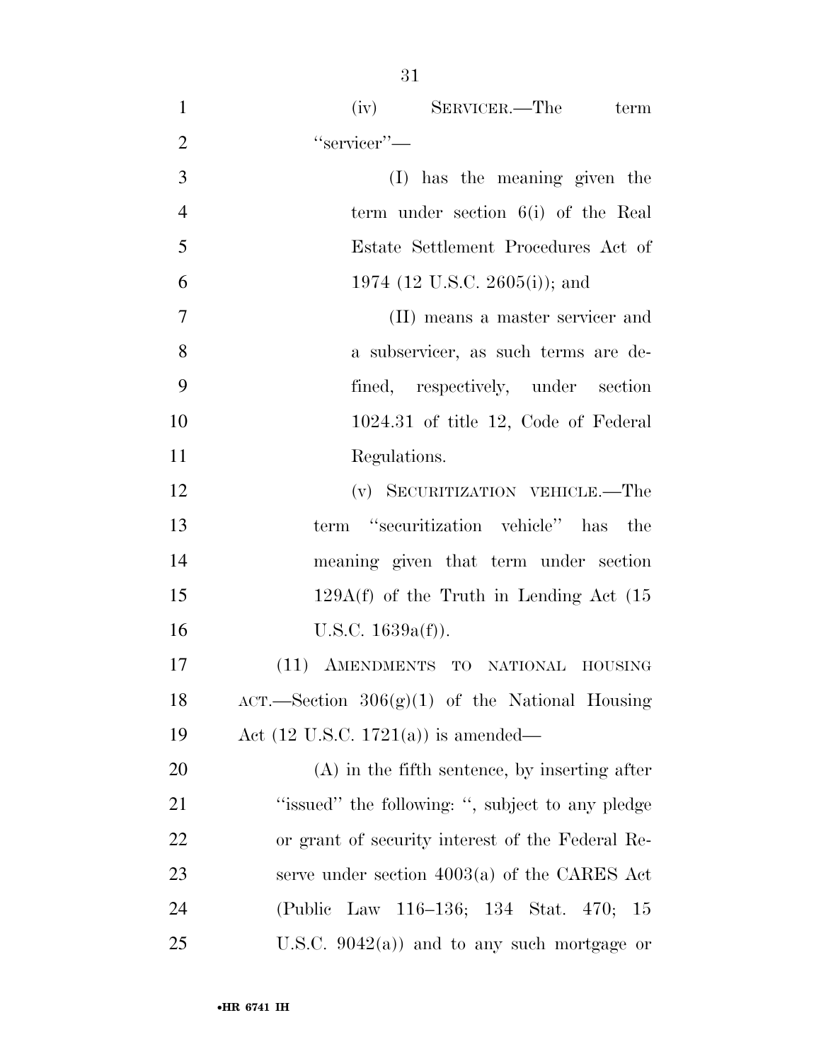(iv) SERVICER.—The term "servicer"—

(I) has the meaning given the term under section 6(i) of the Real Estate Settlement Procedures Act of 1974 (12 U.S.C. 2605(i)); and

(II) means a master servicer and a subservicer, as such terms are defined, respectively, under section 1024.31 of title 12, Code of Federal Regulations.

(v) SECURITIZATION VEHICLE.—The term "securitization vehicle" has the meaning given that term under section 129A(f) of the Truth in Lending Act (15 U.S.C. 1639a(f)).

(11) AMENDMENTS TO NATIONAL HOUSING ACT.—Section 306(g)(1) of the National Housing Act (12 U.S.C. 1721(a)) is amended—

(A) in the fifth sentence, by inserting after "issued" the following: ", subject to any pledge or grant of security interest of the Federal Reserve under section 4003(a) of the CARES Act (Public Law 116–136; 134 Stat. 470; 15 U.S.C. 9042(a)) and to any such mortgage or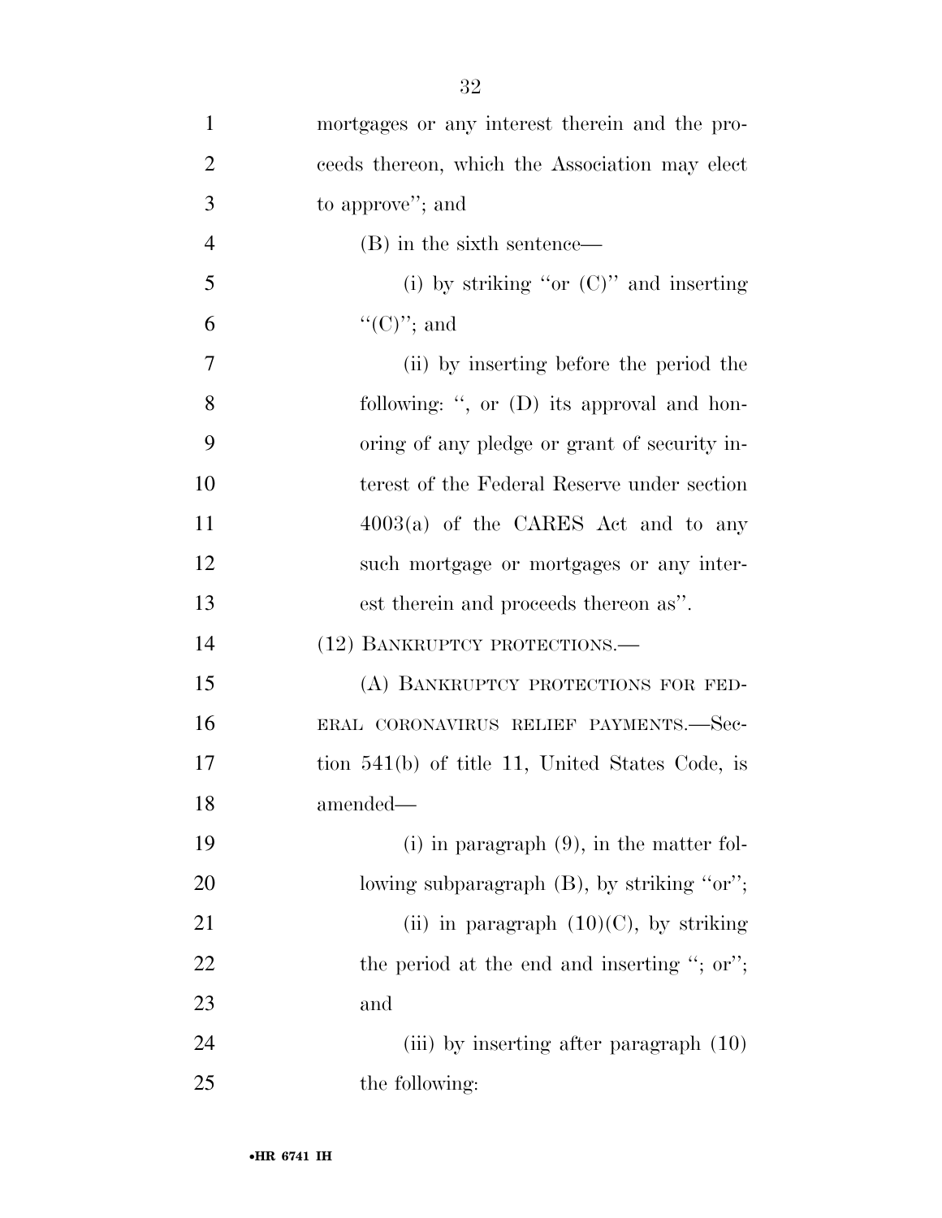mortgages or any interest therein and the proceeds thereon, which the Association may elect to approve''; and

(B) in the sixth sentence—

(i) by striking ''or (C)'' and inserting ''(C)''; and

(ii) by inserting before the period the following: '', or (D) its approval and honoring of any pledge or grant of security interest of the Federal Reserve under section 4003(a) of the CARES Act and to any such mortgage or mortgages or any interest therein and proceeds thereon as''.

(12) BANKRUPTCY PROTECTIONS.—

(A) BANKRUPTCY PROTECTIONS FOR FEDERAL CORONAVIRUS RELIEF PAYMENTS.—Section 541(b) of title 11, United States Code, is amended—

(i) in paragraph (9), in the matter following subparagraph (B), by striking ''or'';

(ii) in paragraph (10)(C), by striking the period at the end and inserting ''; or''; and

(iii) by inserting after paragraph (10) the following: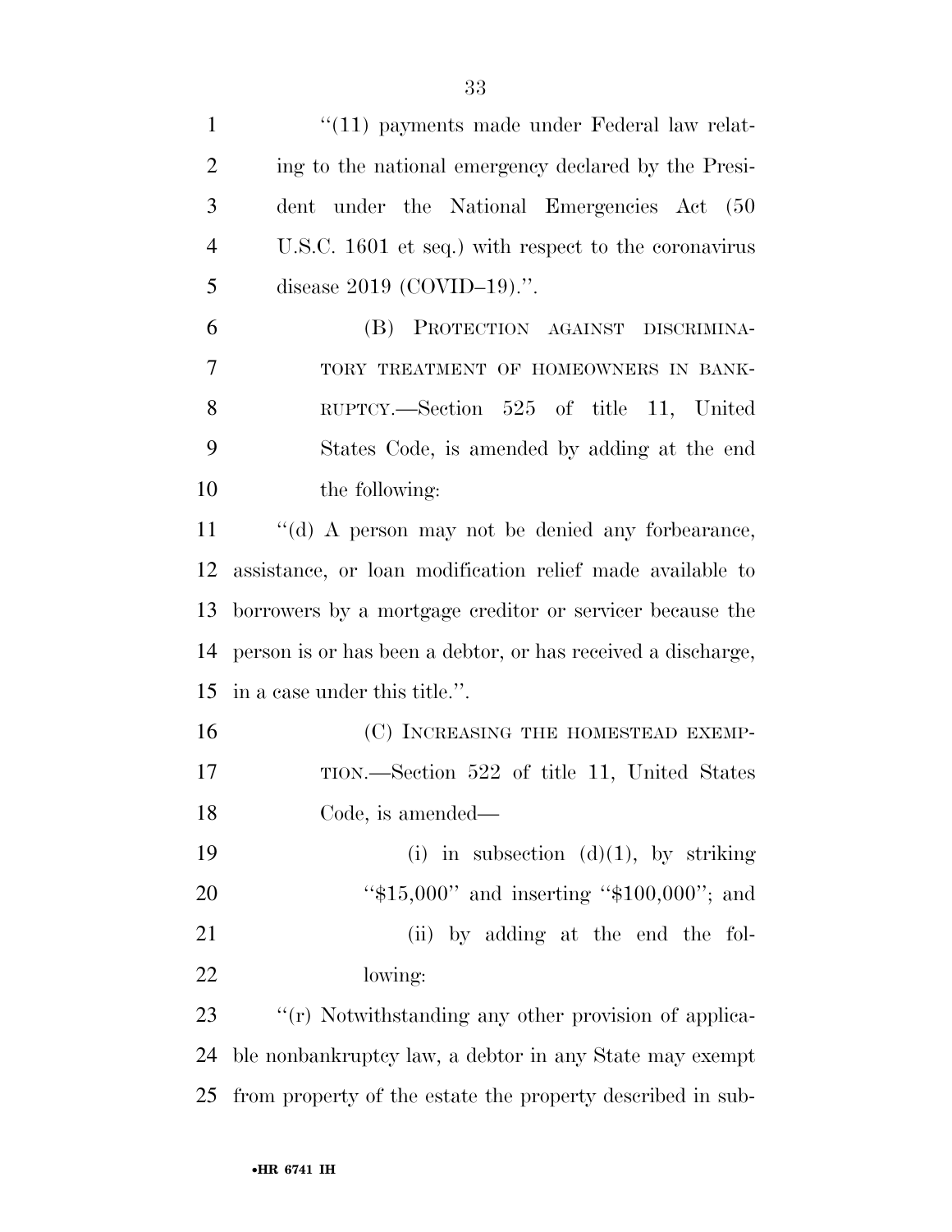"(11) payments made under Federal law relating to the national emergency declared by the President under the National Emergencies Act (50 U.S.C. 1601 et seq.) with respect to the coronavirus disease 2019 (COVID–19).".

(B) PROTECTION AGAINST DISCRIMINATORY TREATMENT OF HOMEOWNERS IN BANKRUPTCY.—Section 525 of title 11, United States Code, is amended by adding at the end the following:

"(d) A person may not be denied any forbearance, assistance, or loan modification relief made available to borrowers by a mortgage creditor or servicer because the person is or has been a debtor, or has received a discharge, in a case under this title.".

(C) INCREASING THE HOMESTEAD EXEMPTION.—Section 522 of title 11, United States Code, is amended—

(i) in subsection (d)(1), by striking "$15,000" and inserting "$100,000"; and

(ii) by adding at the end the following:

"(r) Notwithstanding any other provision of applicable nonbankruptcy law, a debtor in any State may exempt from property of the estate the property described in sub-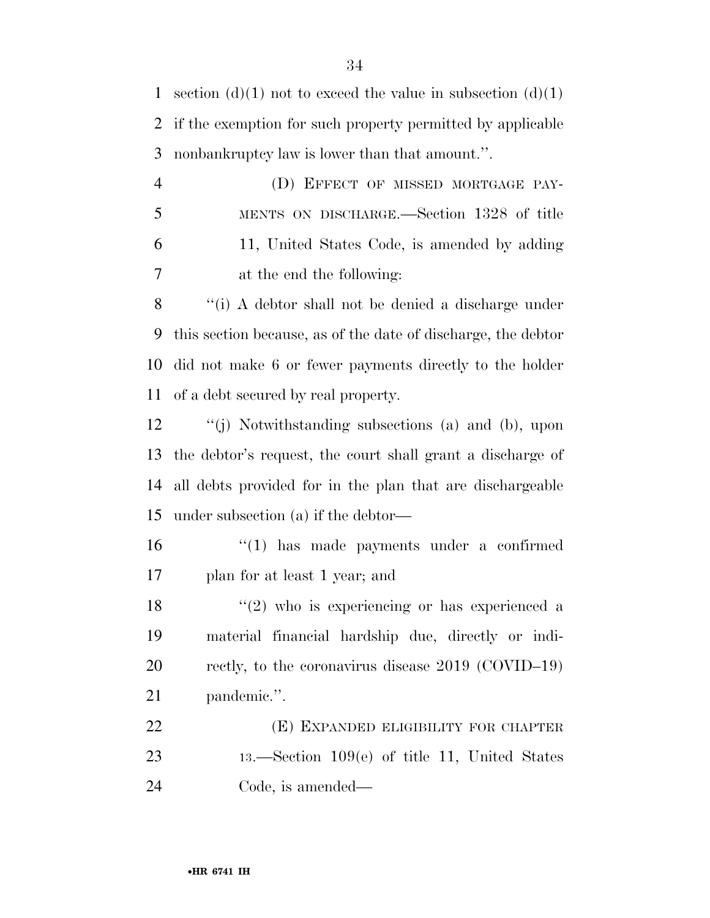section (d)(1) not to exceed the value in subsection (d)(1) if the exemption for such property permitted by applicable nonbankruptcy law is lower than that amount.''.

(D) EFFECT OF MISSED MORTGAGE PAYMENTS ON DISCHARGE.—Section 1328 of title 11, United States Code, is amended by adding at the end the following:

''(i) A debtor shall not be denied a discharge under this section because, as of the date of discharge, the debtor did not make 6 or fewer payments directly to the holder of a debt secured by real property.

''(j) Notwithstanding subsections (a) and (b), upon the debtor's request, the court shall grant a discharge of all debts provided for in the plan that are dischargeable under subsection (a) if the debtor—

''(1) has made payments under a confirmed plan for at least 1 year; and

''(2) who is experiencing or has experienced a material financial hardship due, directly or indirectly, to the coronavirus disease 2019 (COVID–19) pandemic.''.

(E) EXPANDED ELIGIBILITY FOR CHAPTER 13.—Section 109(e) of title 11, United States Code, is amended—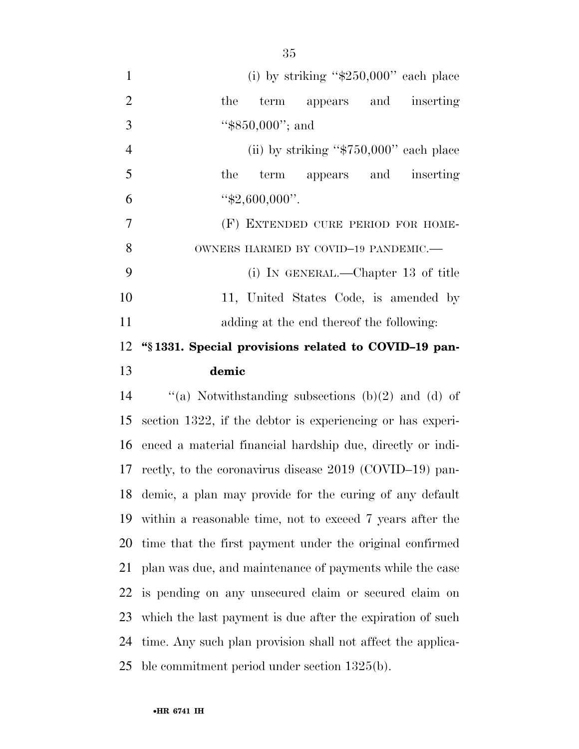(i) by striking "$250,000" each place the term appears and inserting "$850,000"; and

(ii) by striking "$750,000" each place the term appears and inserting "$2,600,000".

(F) EXTENDED CURE PERIOD FOR HOMEOWNERS HARMED BY COVID–19 PANDEMIC.—

(i) IN GENERAL.—Chapter 13 of title 11, United States Code, is amended by adding at the end thereof the following:

**"§ 1331. Special provisions related to COVID–19 pandemic**

"(a) Notwithstanding subsections (b)(2) and (d) of section 1322, if the debtor is experiencing or has experienced a material financial hardship due, directly or indirectly, to the coronavirus disease 2019 (COVID–19) pandemic, a plan may provide for the curing of any default within a reasonable time, not to exceed 7 years after the time that the first payment under the original confirmed plan was due, and maintenance of payments while the case is pending on any unsecured claim or secured claim on which the last payment is due after the expiration of such time. Any such plan provision shall not affect the applicable commitment period under section 1325(b).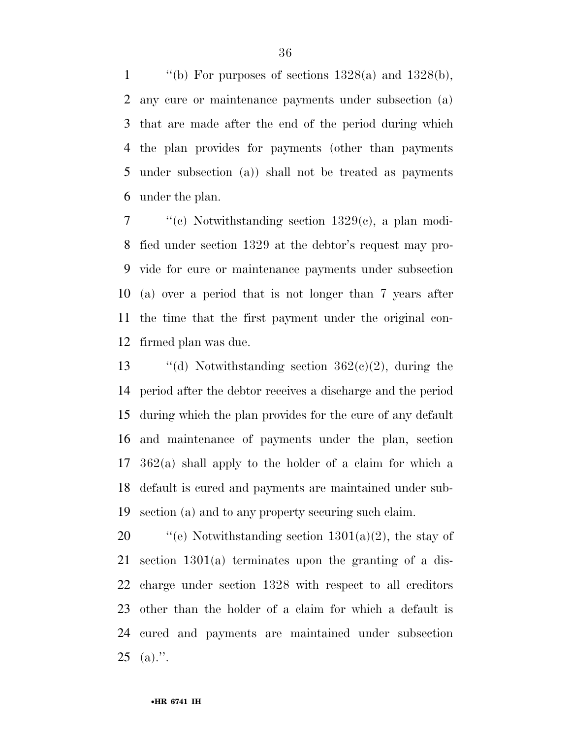"(b) For purposes of sections 1328(a) and 1328(b), any cure or maintenance payments under subsection (a) that are made after the end of the period during which the plan provides for payments (other than payments under subsection (a)) shall not be treated as payments under the plan.

"(c) Notwithstanding section 1329(c), a plan modified under section 1329 at the debtor's request may provide for cure or maintenance payments under subsection (a) over a period that is not longer than 7 years after the time that the first payment under the original confirmed plan was due.

"(d) Notwithstanding section 362(c)(2), during the period after the debtor receives a discharge and the period during which the plan provides for the cure of any default and maintenance of payments under the plan, section 362(a) shall apply to the holder of a claim for which a default is cured and payments are maintained under subsection (a) and to any property securing such claim.

"(e) Notwithstanding section 1301(a)(2), the stay of section 1301(a) terminates upon the granting of a discharge under section 1328 with respect to all creditors other than the holder of a claim for which a default is cured and payments are maintained under subsection (a).".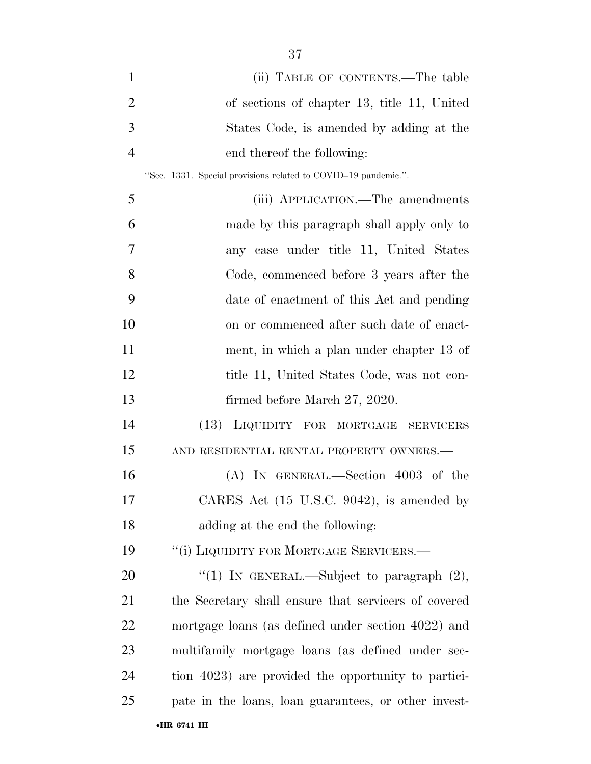(ii) TABLE OF CONTENTS.—The table of sections of chapter 13, title 11, United States Code, is amended by adding at the end thereof the following:

"Sec. 1331. Special provisions related to COVID–19 pandemic.".

(iii) APPLICATION.—The amendments made by this paragraph shall apply only to any case under title 11, United States Code, commenced before 3 years after the date of enactment of this Act and pending on or commenced after such date of enactment, in which a plan under chapter 13 of title 11, United States Code, was not confirmed before March 27, 2020.

(13) LIQUIDITY FOR MORTGAGE SERVICERS AND RESIDENTIAL RENTAL PROPERTY OWNERS.—

(A) IN GENERAL.—Section 4003 of the CARES Act (15 U.S.C. 9042), is amended by adding at the end the following:

"(i) LIQUIDITY FOR MORTGAGE SERVICERS.—

"(1) IN GENERAL.—Subject to paragraph (2), the Secretary shall ensure that servicers of covered mortgage loans (as defined under section 4022) and multifamily mortgage loans (as defined under section 4023) are provided the opportunity to participate in the loans, loan guarantees, or other invest-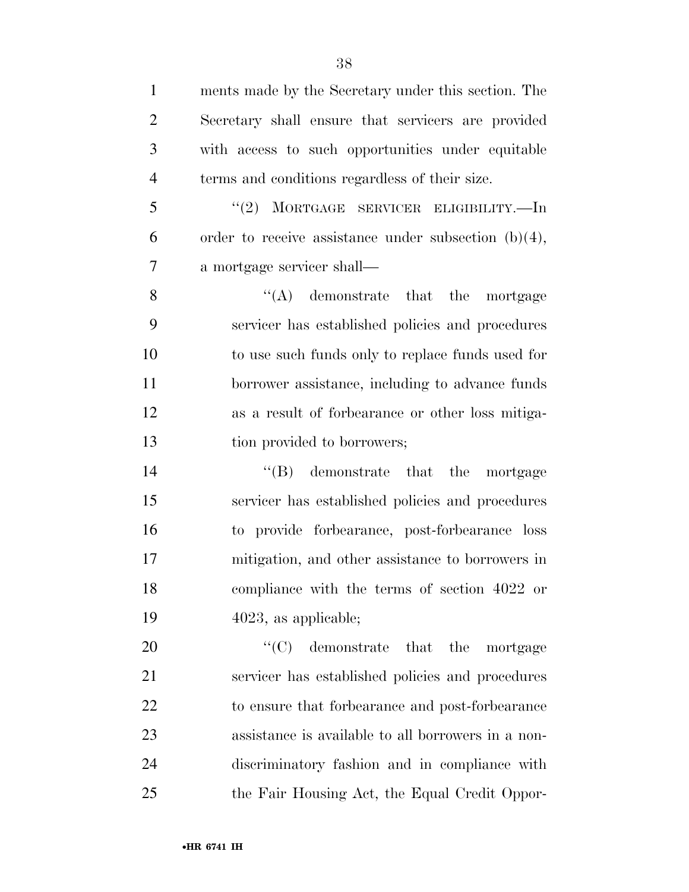ments made by the Secretary under this section. The Secretary shall ensure that servicers are provided with access to such opportunities under equitable terms and conditions regardless of their size.

"(2) MORTGAGE SERVICER ELIGIBILITY.—In order to receive assistance under subsection (b)(4), a mortgage servicer shall—

"(A) demonstrate that the mortgage servicer has established policies and procedures to use such funds only to replace funds used for borrower assistance, including to advance funds as a result of forbearance or other loss mitigation provided to borrowers;

"(B) demonstrate that the mortgage servicer has established policies and procedures to provide forbearance, post-forbearance loss mitigation, and other assistance to borrowers in compliance with the terms of section 4022 or 4023, as applicable;

"(C) demonstrate that the mortgage servicer has established policies and procedures to ensure that forbearance and post-forbearance assistance is available to all borrowers in a non-discriminatory fashion and in compliance with the Fair Housing Act, the Equal Credit Oppor-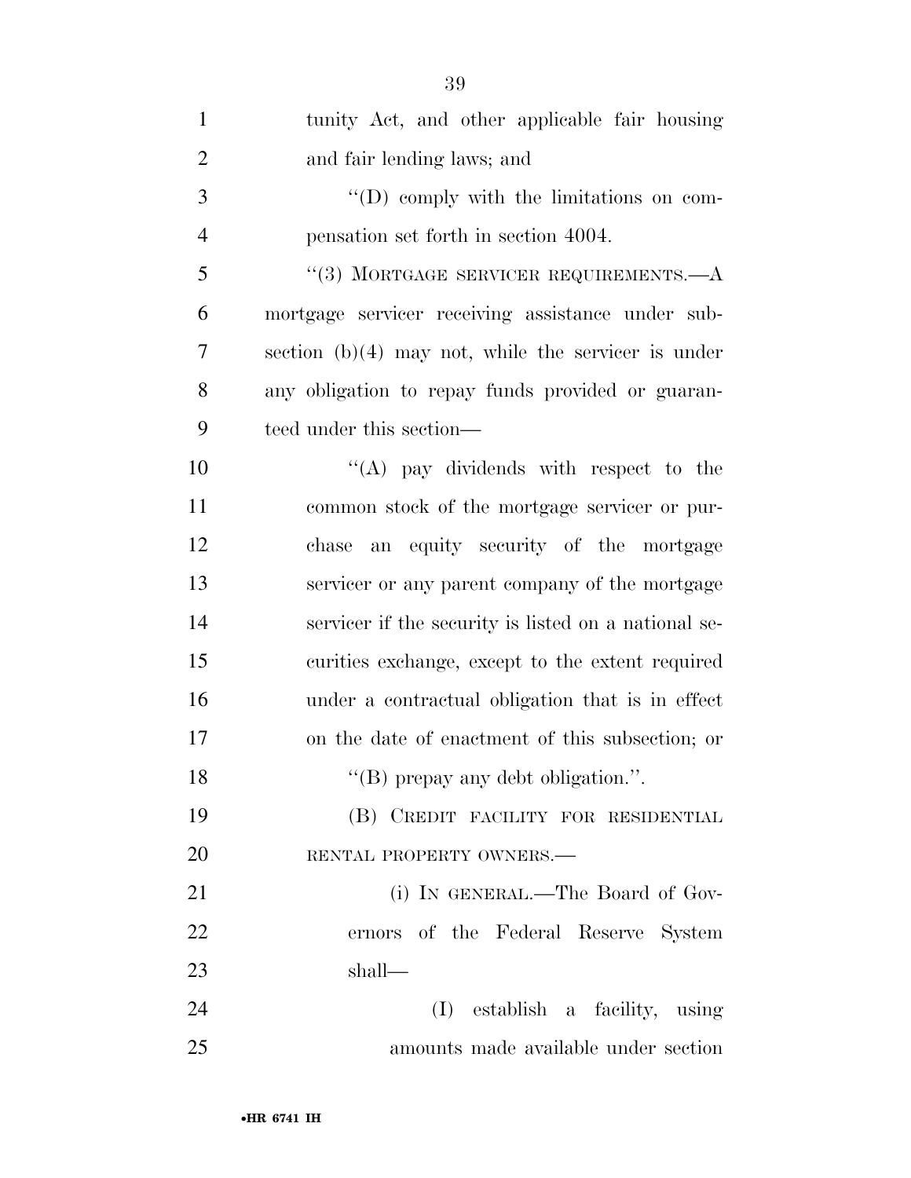tunity Act, and other applicable fair housing and fair lending laws; and

"(D) comply with the limitations on compensation set forth in section 4004.

"(3) MORTGAGE SERVICER REQUIREMENTS.—A mortgage servicer receiving assistance under subsection (b)(4) may not, while the servicer is under any obligation to repay funds provided or guaranteed under this section—

"(A) pay dividends with respect to the common stock of the mortgage servicer or purchase an equity security of the mortgage servicer or any parent company of the mortgage servicer if the security is listed on a national securities exchange, except to the extent required under a contractual obligation that is in effect on the date of enactment of this subsection; or

"(B) prepay any debt obligation.".

(B) CREDIT FACILITY FOR RESIDENTIAL RENTAL PROPERTY OWNERS.—

(i) IN GENERAL.—The Board of Governors of the Federal Reserve System shall—

(I) establish a facility, using amounts made available under section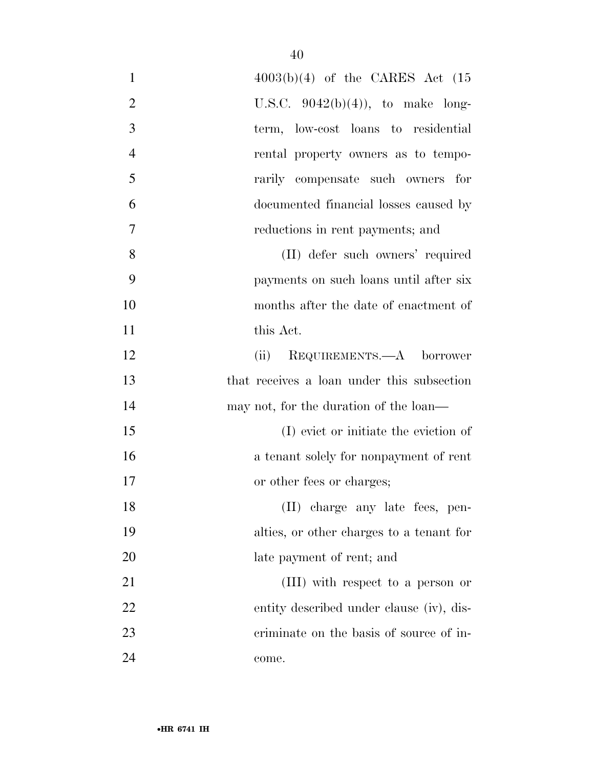4003(b)(4) of the CARES Act (15 U.S.C. 9042(b)(4)), to make long-term, low-cost loans to residential rental property owners as to temporarily compensate such owners for documented financial losses caused by reductions in rent payments; and

(II) defer such owners' required payments on such loans until after six months after the date of enactment of this Act.

(ii) REQUIREMENTS.—A borrower that receives a loan under this subsection may not, for the duration of the loan—

(I) evict or initiate the eviction of a tenant solely for nonpayment of rent or other fees or charges;

(II) charge any late fees, penalties, or other charges to a tenant for late payment of rent; and

(III) with respect to a person or entity described under clause (iv), discriminate on the basis of source of income.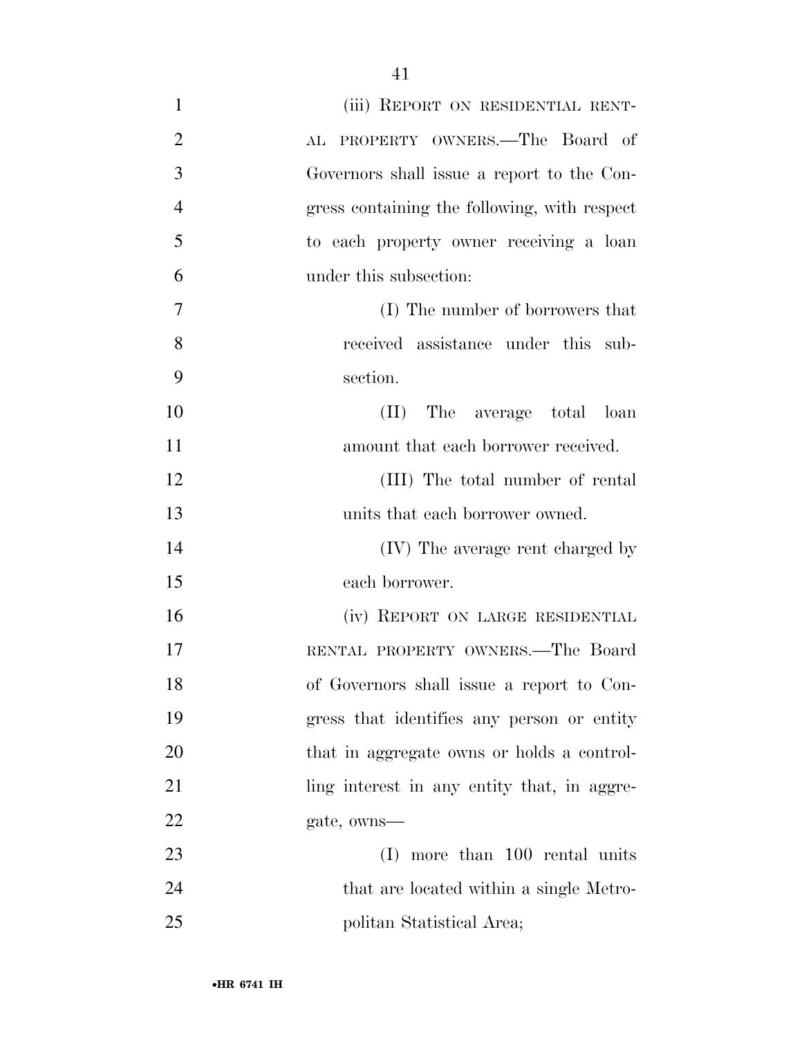(iii) REPORT ON RESIDENTIAL RENTAL PROPERTY OWNERS.—The Board of Governors shall issue a report to the Congress containing the following, with respect to each property owner receiving a loan under this subsection:

(I) The number of borrowers that received assistance under this subsection.

(II) The average total loan amount that each borrower received.

(III) The total number of rental units that each borrower owned.

(IV) The average rent charged by each borrower.

(iv) REPORT ON LARGE RESIDENTIAL RENTAL PROPERTY OWNERS.—The Board of Governors shall issue a report to Congress that identifies any person or entity that in aggregate owns or holds a controlling interest in any entity that, in aggregate, owns—

(I) more than 100 rental units that are located within a single Metropolitan Statistical Area;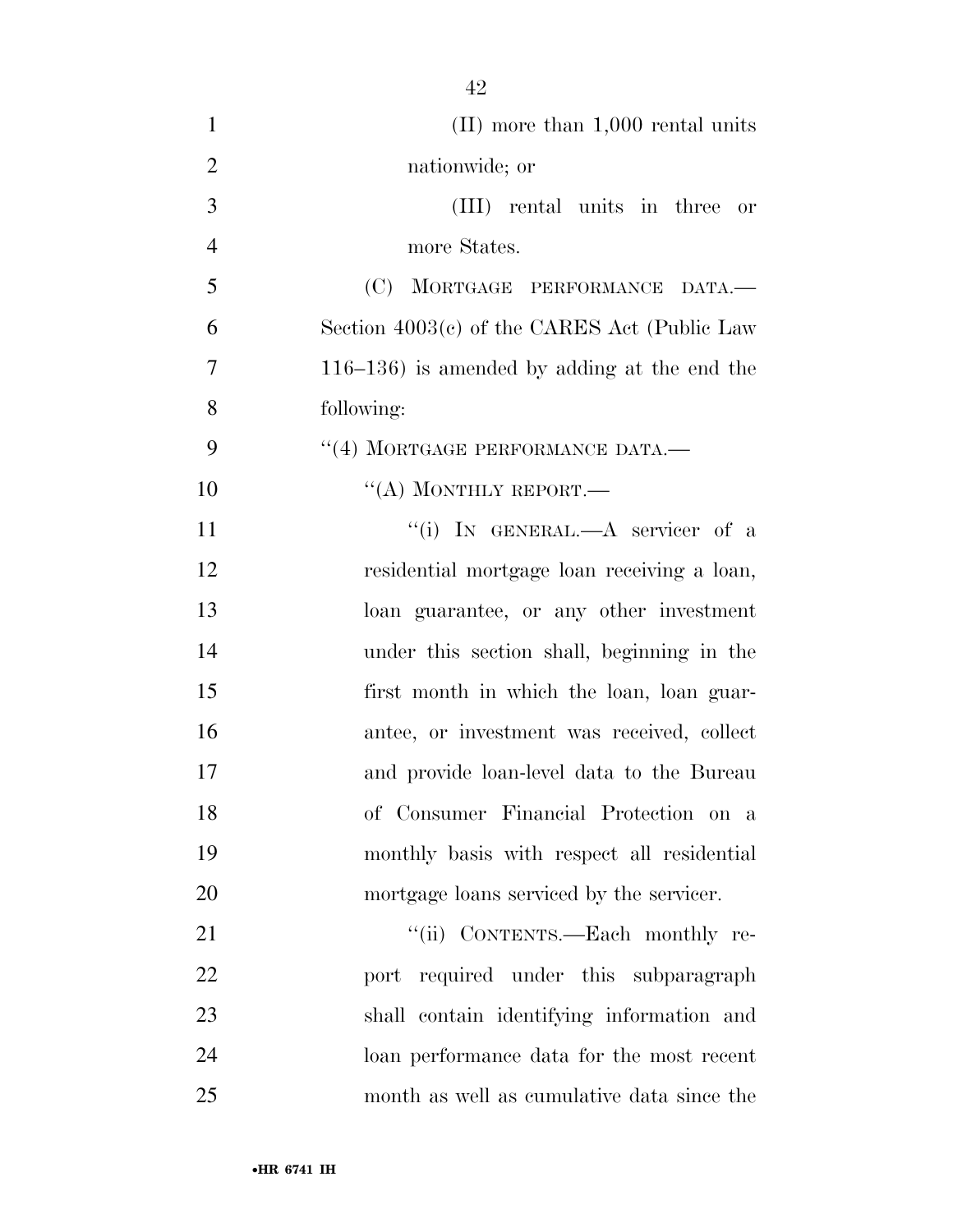(II) more than 1,000 rental units nationwide; or

(III) rental units in three or more States.

(C) MORTGAGE PERFORMANCE DATA.—Section 4003(c) of the CARES Act (Public Law 116–136) is amended by adding at the end the following:

"(4) MORTGAGE PERFORMANCE DATA.—

"(A) MONTHLY REPORT.—

"(i) IN GENERAL.—A servicer of a residential mortgage loan receiving a loan, loan guarantee, or any other investment under this section shall, beginning in the first month in which the loan, loan guarantee, or investment was received, collect and provide loan-level data to the Bureau of Consumer Financial Protection on a monthly basis with respect all residential mortgage loans serviced by the servicer.

"(ii) CONTENTS.—Each monthly report required under this subparagraph shall contain identifying information and loan performance data for the most recent month as well as cumulative data since the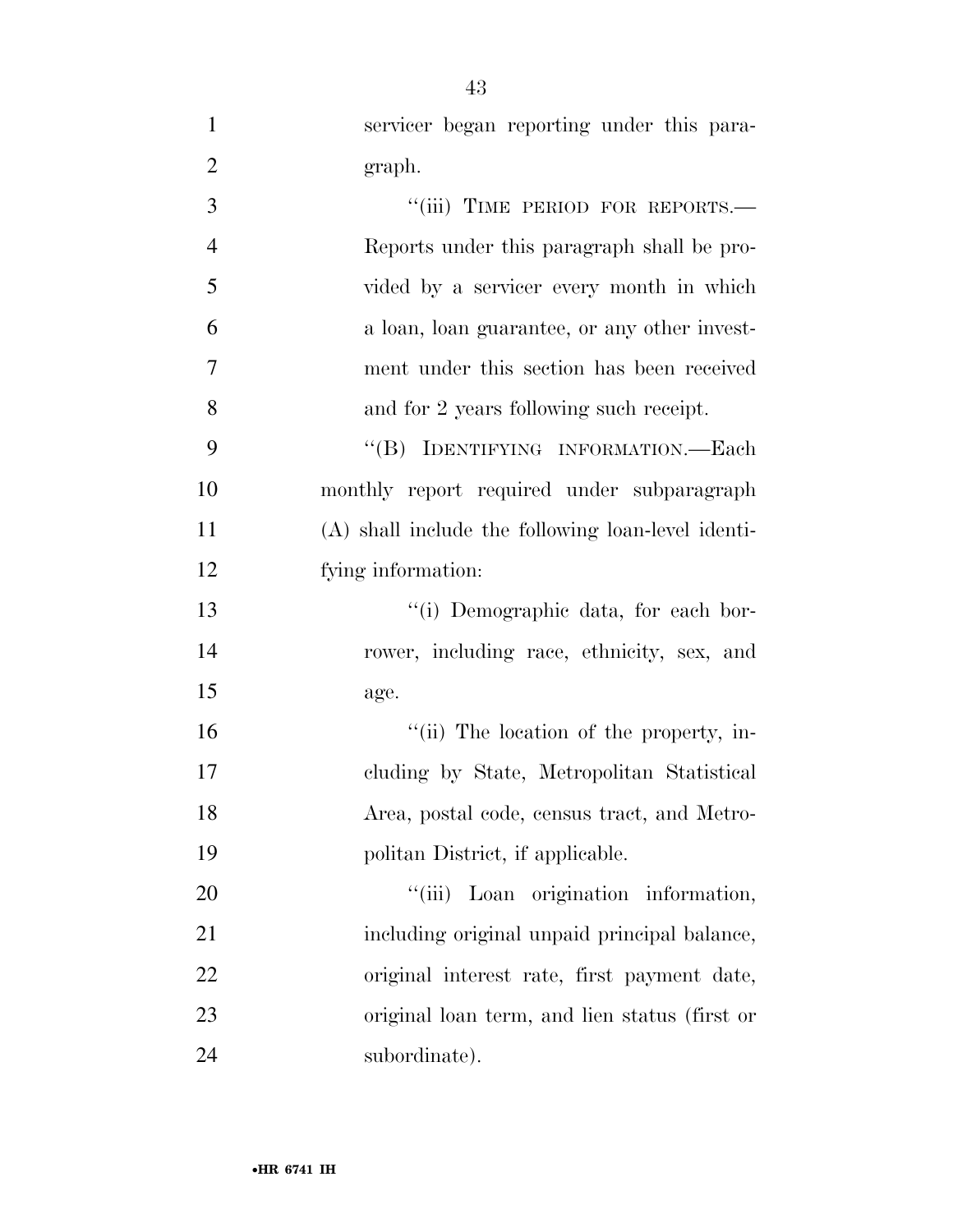servicer began reporting under this paragraph.

"(iii) TIME PERIOD FOR REPORTS.—Reports under this paragraph shall be provided by a servicer every month in which a loan, loan guarantee, or any other investment under this section has been received and for 2 years following such receipt.

"(B) IDENTIFYING INFORMATION.—Each monthly report required under subparagraph (A) shall include the following loan-level identifying information:

"(i) Demographic data, for each borrower, including race, ethnicity, sex, and age.

"(ii) The location of the property, including by State, Metropolitan Statistical Area, postal code, census tract, and Metropolitan District, if applicable.

"(iii) Loan origination information, including original unpaid principal balance, original interest rate, first payment date, original loan term, and lien status (first or subordinate).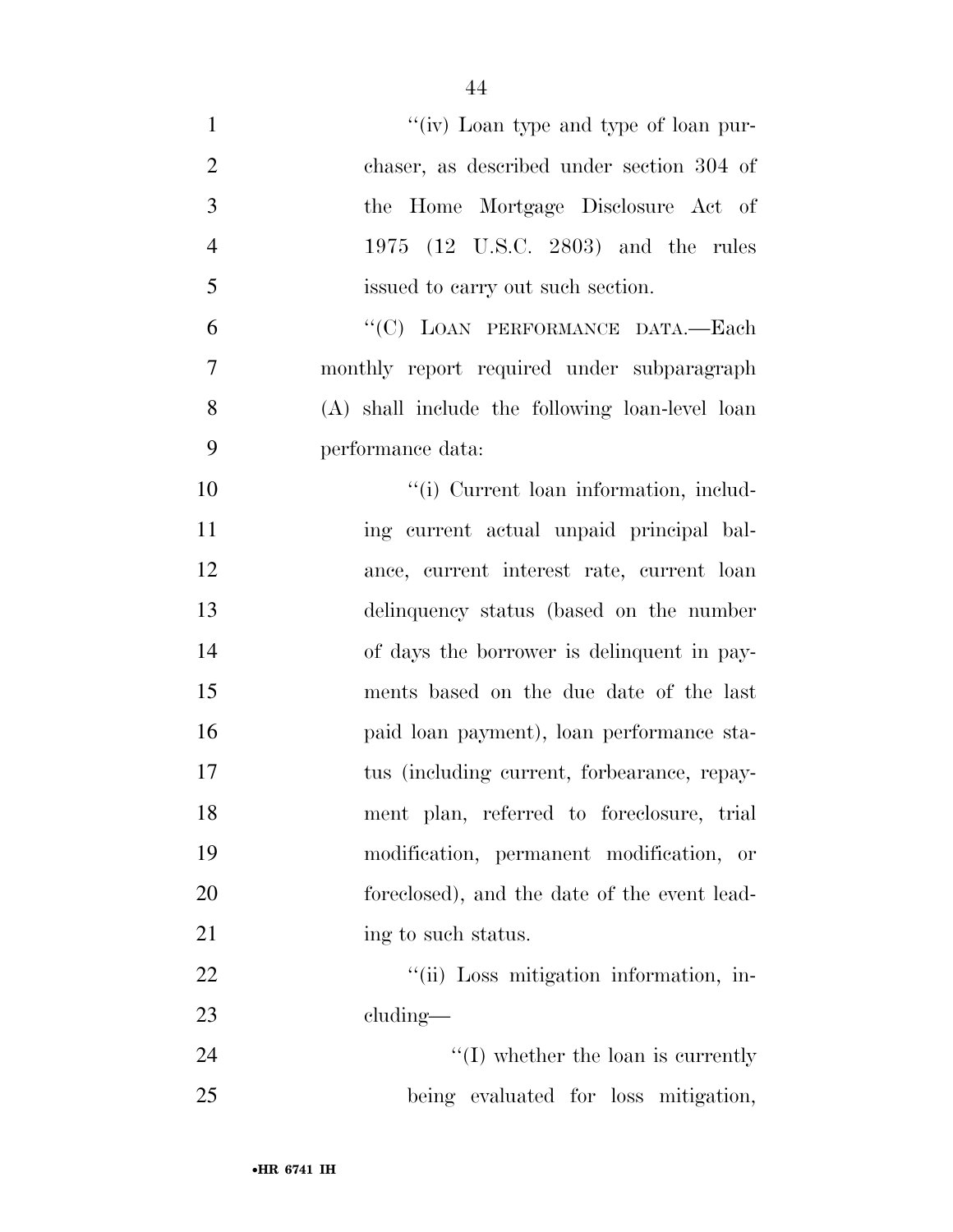''(iv) Loan type and type of loan purchaser, as described under section 304 of the Home Mortgage Disclosure Act of 1975 (12 U.S.C. 2803) and the rules issued to carry out such section.

''(C) LOAN PERFORMANCE DATA.—Each monthly report required under subparagraph (A) shall include the following loan-level loan performance data:

''(i) Current loan information, including current actual unpaid principal balance, current interest rate, current loan delinquency status (based on the number of days the borrower is delinquent in payments based on the due date of the last paid loan payment), loan performance status (including current, forbearance, repayment plan, referred to foreclosure, trial modification, permanent modification, or foreclosed), and the date of the event leading to such status.

''(ii) Loss mitigation information, including—

''(I) whether the loan is currently being evaluated for loss mitigation,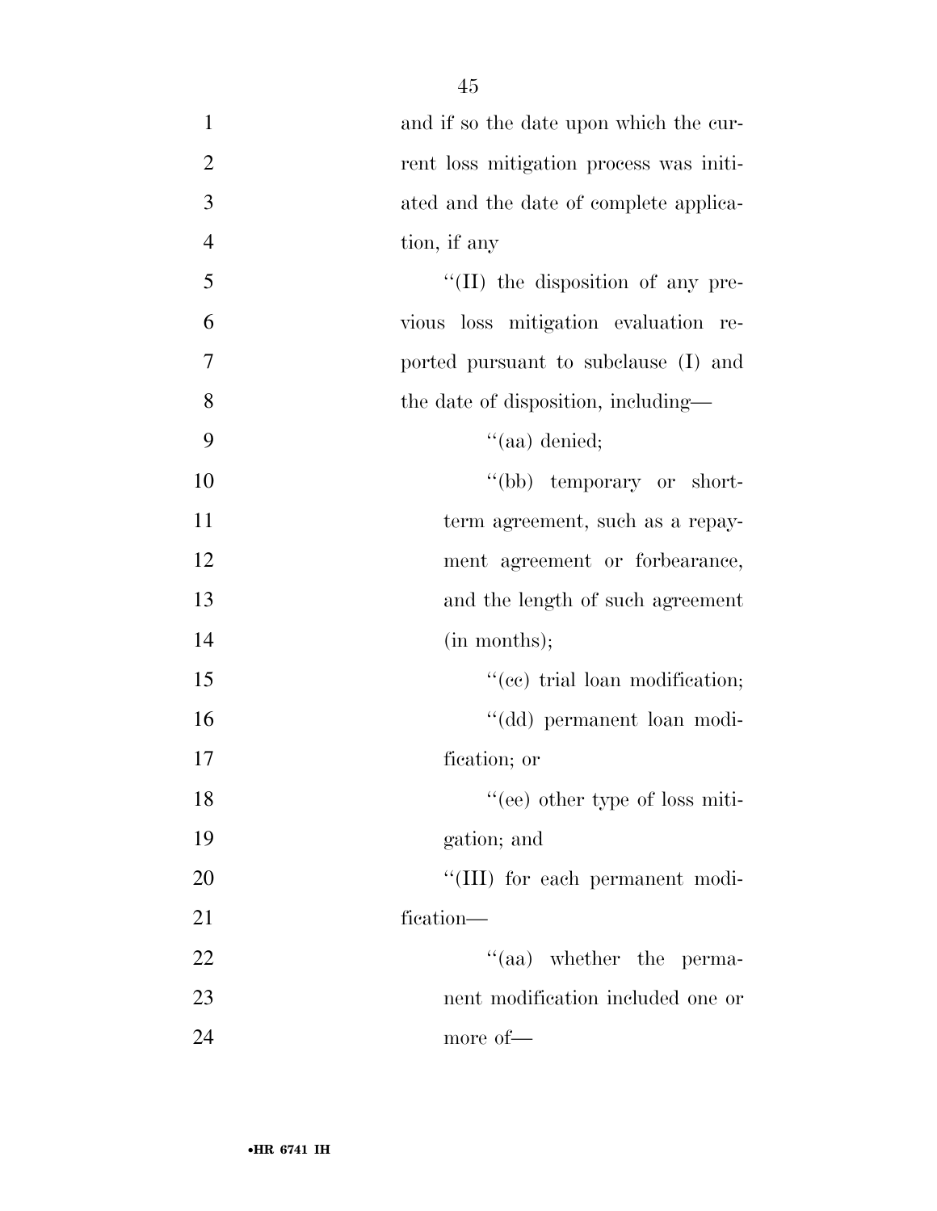and if so the date upon which the current loss mitigation process was initiated and the date of complete application, if any

"(II) the disposition of any previous loss mitigation evaluation reported pursuant to subclause (I) and the date of disposition, including—

"(aa) denied;

"(bb) temporary or short-term agreement, such as a repayment agreement or forbearance, and the length of such agreement (in months);

"(cc) trial loan modification;

"(dd) permanent loan modification; or

"(ee) other type of loss mitigation; and

"(III) for each permanent modification—

"(aa) whether the permanent modification included one or more of—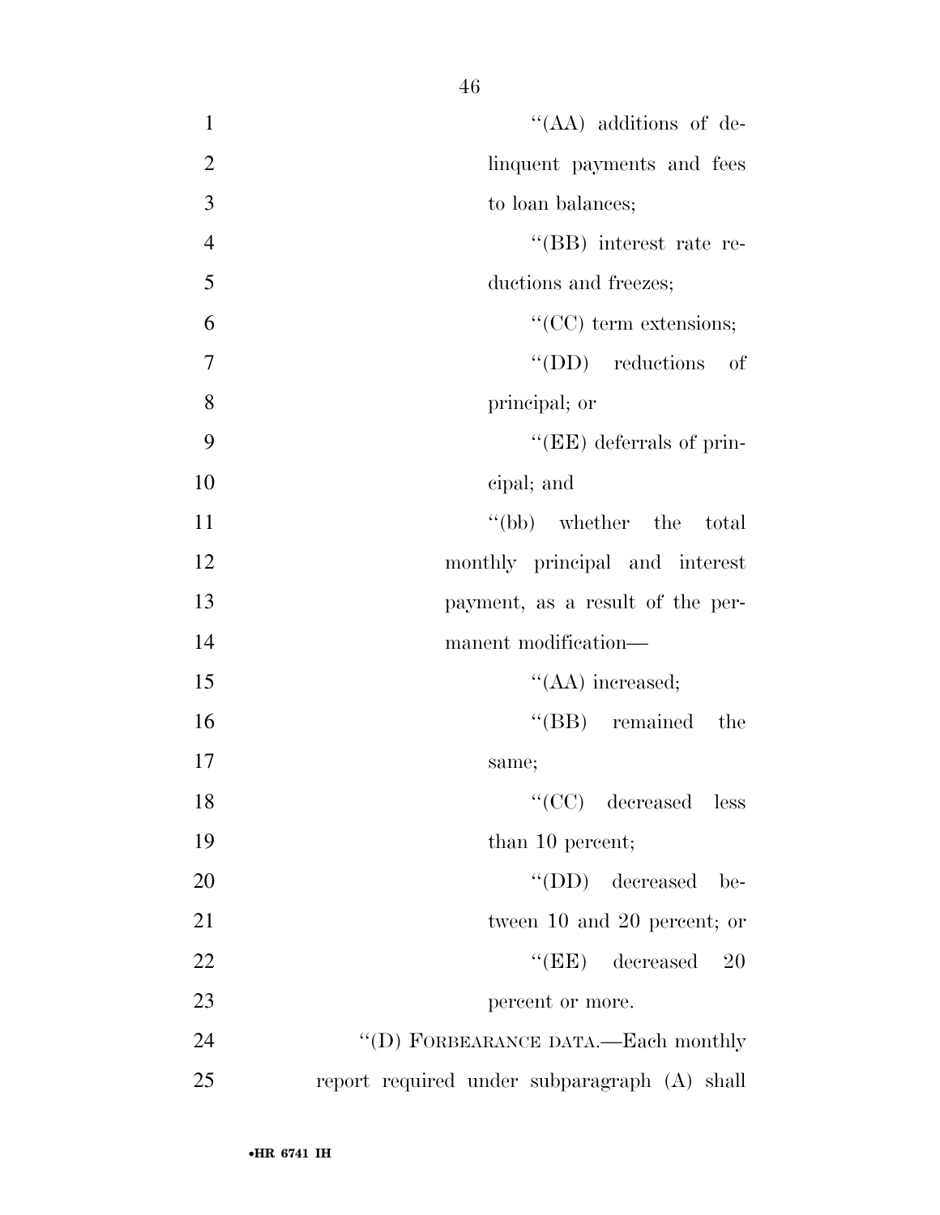"(AA) additions of delinquent payments and fees to loan balances;

"(BB) interest rate reductions and freezes;

"(CC) term extensions;

"(DD) reductions of principal; or

"(EE) deferrals of principal; and

"(bb) whether the total monthly principal and interest payment, as a result of the permanent modification—

"(AA) increased;

"(BB) remained the same;

"(CC) decreased less than 10 percent;

"(DD) decreased between 10 and 20 percent; or

"(EE) decreased 20 percent or more.

"(D) FORBEARANCE DATA.—Each monthly report required under subparagraph (A) shall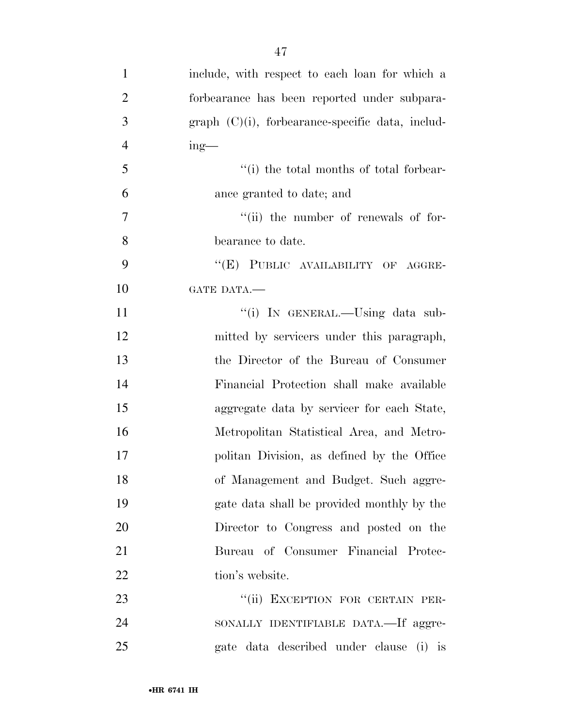include, with respect to each loan for which a forbearance has been reported under subparagraph (C)(i), forbearance-specific data, including—

"(i) the total months of total forbearance granted to date; and

"(ii) the number of renewals of forbearance to date.

"(E) PUBLIC AVAILABILITY OF AGGREGATE DATA.—

"(i) IN GENERAL.—Using data submitted by servicers under this paragraph, the Director of the Bureau of Consumer Financial Protection shall make available aggregate data by servicer for each State, Metropolitan Statistical Area, and Metropolitan Division, as defined by the Office of Management and Budget. Such aggregate data shall be provided monthly by the Director to Congress and posted on the Bureau of Consumer Financial Protection's website.

"(ii) EXCEPTION FOR CERTAIN PERSONALLY IDENTIFIABLE DATA.—If aggregate data described under clause (i) is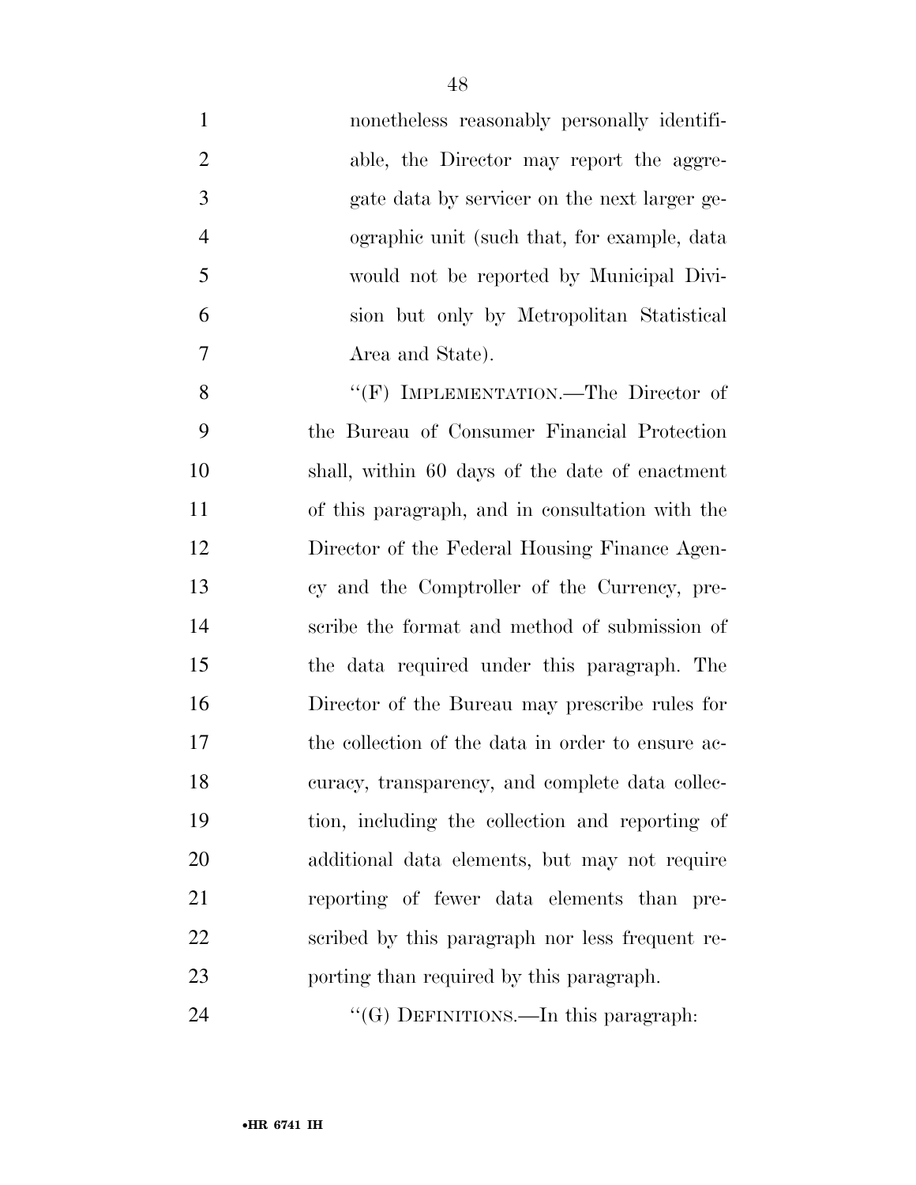nonetheless reasonably personally identifiable, the Director may report the aggregate data by servicer on the next larger geographic unit (such that, for example, data would not be reported by Municipal Division but only by Metropolitan Statistical Area and State).

"(F) IMPLEMENTATION.—The Director of the Bureau of Consumer Financial Protection shall, within 60 days of the date of enactment of this paragraph, and in consultation with the Director of the Federal Housing Finance Agency and the Comptroller of the Currency, prescribe the format and method of submission of the data required under this paragraph. The Director of the Bureau may prescribe rules for the collection of the data in order to ensure accuracy, transparency, and complete data collection, including the collection and reporting of additional data elements, but may not require reporting of fewer data elements than prescribed by this paragraph nor less frequent reporting than required by this paragraph.

"(G) DEFINITIONS.—In this paragraph: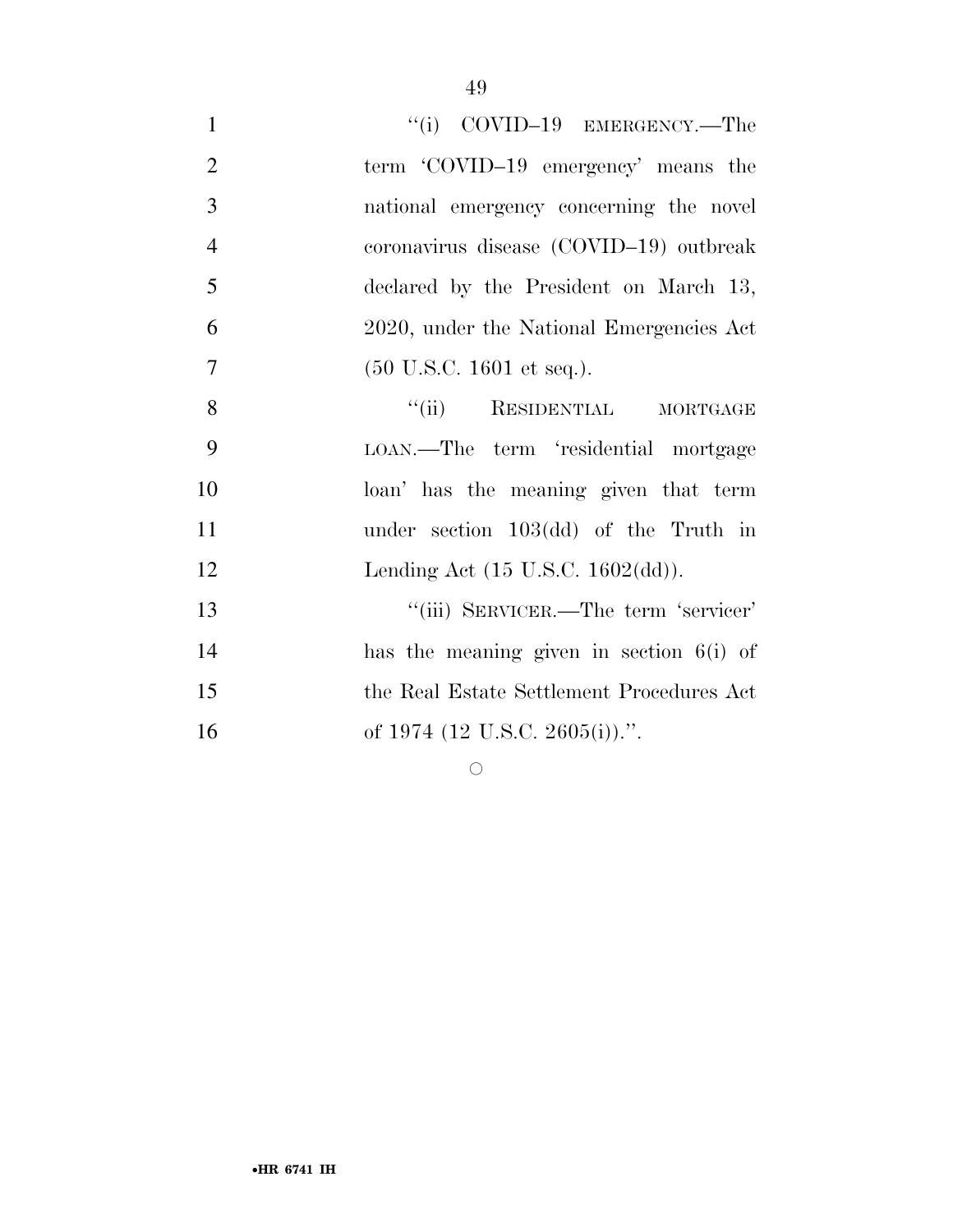"(i) COVID–19 EMERGENCY.—The term 'COVID–19 emergency' means the national emergency concerning the novel coronavirus disease (COVID–19) outbreak declared by the President on March 13, 2020, under the National Emergencies Act (50 U.S.C. 1601 et seq.).

"(ii) RESIDENTIAL MORTGAGE LOAN.—The term 'residential mortgage loan' has the meaning given that term under section 103(dd) of the Truth in Lending Act (15 U.S.C. 1602(dd)).

"(iii) SERVICER.—The term 'servicer' has the meaning given in section 6(i) of the Real Estate Settlement Procedures Act of 1974 (12 U.S.C. 2605(i)).".

○